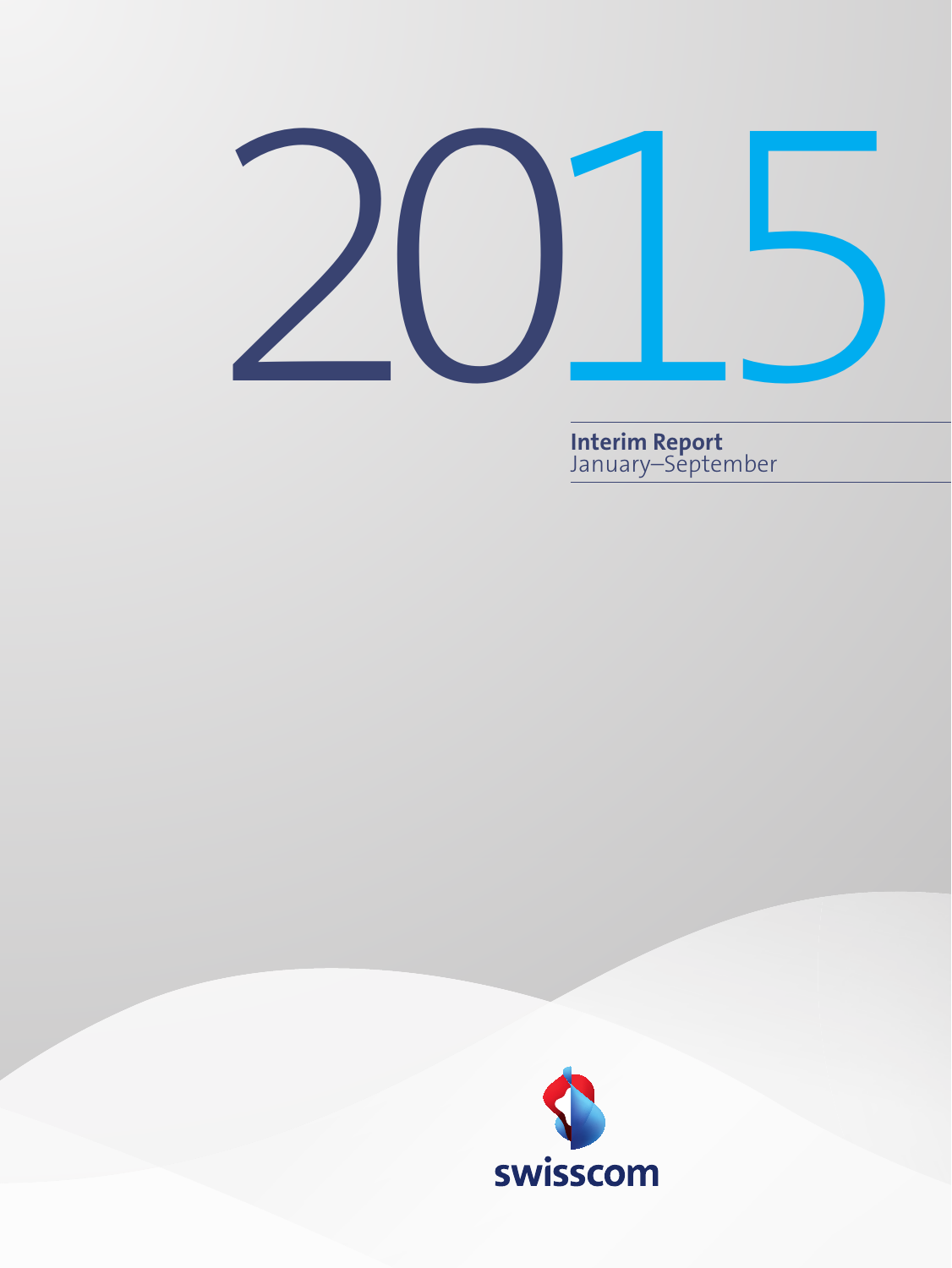# 2015

**Interim Report**
January–September

swisscom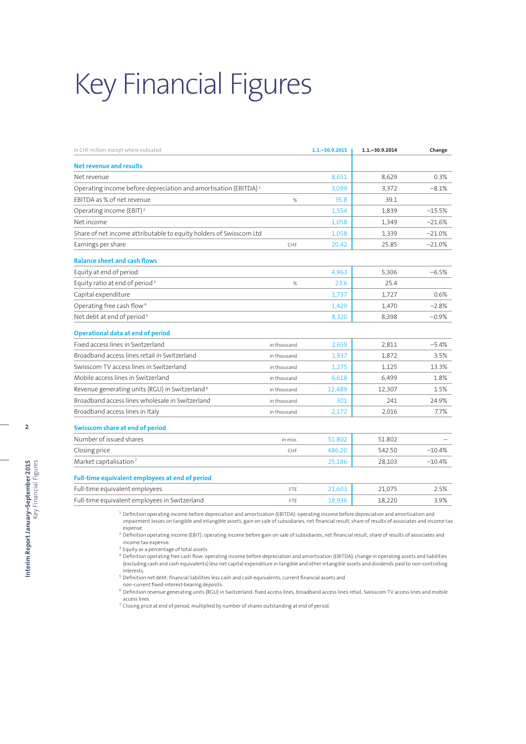# Key Financial Figures

| In CHF million, except where indicated | | 1.1.–30.9.2015 | 1.1.–30.9.2014 | Change |
|---|---|---|---|---|
| **Net revenue and results** | | | | |
| Net revenue | | 8,651 | 8,629 | 0.3% |
| Operating income before depreciation and amortisation (EBITDA) [1] | | 3,099 | 3,372 | –8.1% |
| EBITDA as % of net revenue | % | 35.8 | 39.1 | |
| Operating income (EBIT) [2] | | 1,554 | 1,839 | –15.5% |
| Net income | | 1,058 | 1,349 | –21.6% |
| Share of net income attributable to equity holders of Swisscom Ltd | | 1,058 | 1,339 | –21.0% |
| Earnings per share | CHF | 20.42 | 25.85 | –21.0% |
| **Balance sheet and cash flows** | | | | |
| Equity at end of period | | 4,963 | 5,306 | –6.5% |
| Equity ratio at end of period [3] | % | 23.6 | 25.4 | |
| Capital expenditure | | 1,737 | 1,727 | 0.6% |
| Operating free cash flow [4] | | 1,429 | 1,470 | –2.8% |
| Net debt at end of period [5] | | 8,320 | 8,398 | –0.9% |
| **Operational data at end of period** | | | | |
| Fixed access lines in Switzerland | in thousand | 2,659 | 2,811 | –5.4% |
| Broadband access lines retail in Switzerland | in thousand | 1,937 | 1,872 | 3.5% |
| Swisscom TV access lines in Switzerland | in thousand | 1,275 | 1,125 | 13.3% |
| Mobile access lines in Switzerland | in thousand | 6,618 | 6,499 | 1.8% |
| Revenue generating units (RGU) in Switzerland [6] | in thousand | 12,489 | 12,307 | 1.5% |
| Broadband access lines wholesale in Switzerland | in thousand | 301 | 241 | 24.9% |
| Broadband access lines in Italy | in thousand | 2,172 | 2,016 | 7.7% |
| **Swisscom share at end of period** | | | | |
| Number of issued shares | in mio. | 51.802 | 51.802 | – |
| Closing price | CHF | 486.20 | 542.50 | –10.4% |
| Market capitalisation [7] | | 25,186 | 28,103 | –10.4% |
| **Full-time equivalent employees at end of period** | | | | |
| Full-time equivalent employees | FTE | 21,603 | 21,075 | 2.5% |
| Full-time equivalent employees in Switzerland | FTE | 18,936 | 18,220 | 3.9% |

[1] Definition operating income before depreciation and amortisation (EBITDA): operating income before depreciation and amortisation and impairment losses on tangible and intangible assets, gain on sale of subsidiaries, net financial result, share of results of associates and income tax expense.

[2] Definition operating income (EBIT): operating income before gain on sale of subsidiaries, net financial result, share of results of associates and income tax expense.

[3] Equity as a percentage of total assets.

[4] Definition operating free cash flow: operating income before depreciation and amortisation (EBITDA), change in operating assets and liabilities (excluding cash and cash equivalents) less net capital expenditure in tangible and other intangible assets and dividends paid to non-controlling interests.

[5] Definition net debt: financial liabilities less cash and cash equivalents, current financial assets and non-current fixed-interest-bearing deposits.

[6] Definition revenue generating units (RGU) in Switzerland: fixed access lines, broadband access lines retail, Swisscom TV access lines and mobile access lines.

[7] Closing price at end of period, multiplied by number of shares outstanding at end of period.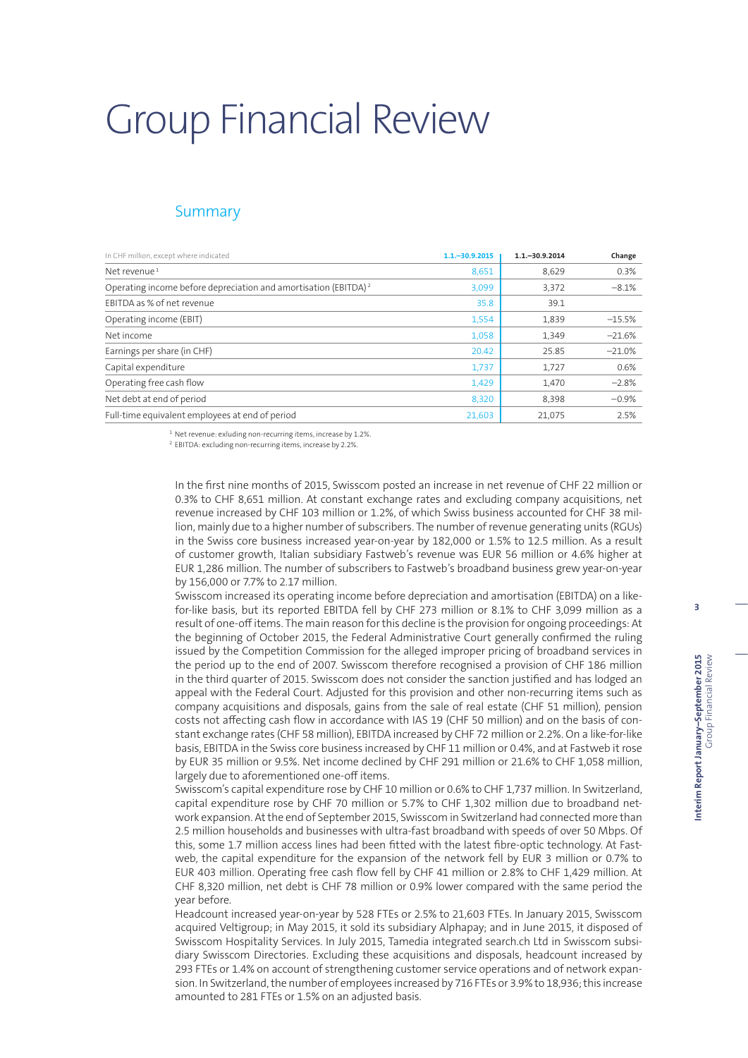# Group Financial Review

## Summary

| In CHF million, except where indicated | 1.1.–30.9.2015 | 1.1.–30.9.2014 | Change |
|---|---|---|---|
| Net revenue [1] | 8,651 | 8,629 | 0.3% |
| Operating income before depreciation and amortisation (EBITDA) [2] | 3,099 | 3,372 | –8.1% |
| EBITDA as % of net revenue | 35.8 | 39.1 | |
| Operating income (EBIT) | 1,554 | 1,839 | –15.5% |
| Net income | 1,058 | 1,349 | –21.6% |
| Earnings per share (in CHF) | 20.42 | 25.85 | –21.0% |
| Capital expenditure | 1,737 | 1,727 | 0.6% |
| Operating free cash flow | 1,429 | 1,470 | –2.8% |
| Net debt at end of period | 8,320 | 8,398 | –0.9% |
| Full-time equivalent employees at end of period | 21,603 | 21,075 | 2.5% |

[1] Net revenue: exluding non-recurring items, increase by 1.2%.
[2] EBITDA: excluding non-recurring items, increase by 2.2%.

In the first nine months of 2015, Swisscom posted an increase in net revenue of CHF 22 million or 0.3% to CHF 8,651 million. At constant exchange rates and excluding company acquisitions, net revenue increased by CHF 103 million or 1.2%, of which Swiss business accounted for CHF 38 million, mainly due to a higher number of subscribers. The number of revenue generating units (RGUs) in the Swiss core business increased year-on-year by 182,000 or 1.5% to 12.5 million. As a result of customer growth, Italian subsidiary Fastweb's revenue was EUR 56 million or 4.6% higher at EUR 1,286 million. The number of subscribers to Fastweb's broadband business grew year-on-year by 156,000 or 7.7% to 2.17 million.

Swisscom increased its operating income before depreciation and amortisation (EBITDA) on a like-for-like basis, but its reported EBITDA fell by CHF 273 million or 8.1% to CHF 3,099 million as a result of one-off items. The main reason for this decline is the provision for ongoing proceedings: At the beginning of October 2015, the Federal Administrative Court generally confirmed the ruling issued by the Competition Commission for the alleged improper pricing of broadband services in the period up to the end of 2007. Swisscom therefore recognised a provision of CHF 186 million in the third quarter of 2015. Swisscom does not consider the sanction justified and has lodged an appeal with the Federal Court. Adjusted for this provision and other non-recurring items such as company acquisitions and disposals, gains from the sale of real estate (CHF 51 million), pension costs not affecting cash flow in accordance with IAS 19 (CHF 50 million) and on the basis of constant exchange rates (CHF 58 million), EBITDA increased by CHF 72 million or 2.2%. On a like-for-like basis, EBITDA in the Swiss core business increased by CHF 11 million or 0.4%, and at Fastweb it rose by EUR 35 million or 9.5%. Net income declined by CHF 291 million or 21.6% to CHF 1,058 million, largely due to aforementioned one-off items.

Swisscom's capital expenditure rose by CHF 10 million or 0.6% to CHF 1,737 million. In Switzerland, capital expenditure rose by CHF 70 million or 5.7% to CHF 1,302 million due to broadband network expansion. At the end of September 2015, Swisscom in Switzerland had connected more than 2.5 million households and businesses with ultra-fast broadband with speeds of over 50 Mbps. Of this, some 1.7 million access lines had been fitted with the latest fibre-optic technology. At Fastweb, the capital expenditure for the expansion of the network fell by EUR 3 million or 0.7% to EUR 403 million. Operating free cash flow fell by CHF 41 million or 2.8% to CHF 1,429 million. At CHF 8,320 million, net debt is CHF 78 million or 0.9% lower compared with the same period the year before.

Headcount increased year-on-year by 528 FTEs or 2.5% to 21,603 FTEs. In January 2015, Swisscom acquired Veltigroup; in May 2015, it sold its subsidiary Alphapay; and in June 2015, it disposed of Swisscom Hospitality Services. In July 2015, Tamedia integrated search.ch Ltd in Swisscom subsidiary Swisscom Directories. Excluding these acquisitions and disposals, headcount increased by 293 FTEs or 1.4% on account of strengthening customer service operations and of network expansion. In Switzerland, the number of employees increased by 716 FTEs or 3.9% to 18,936; this increase amounted to 281 FTEs or 1.5% on an adjusted basis.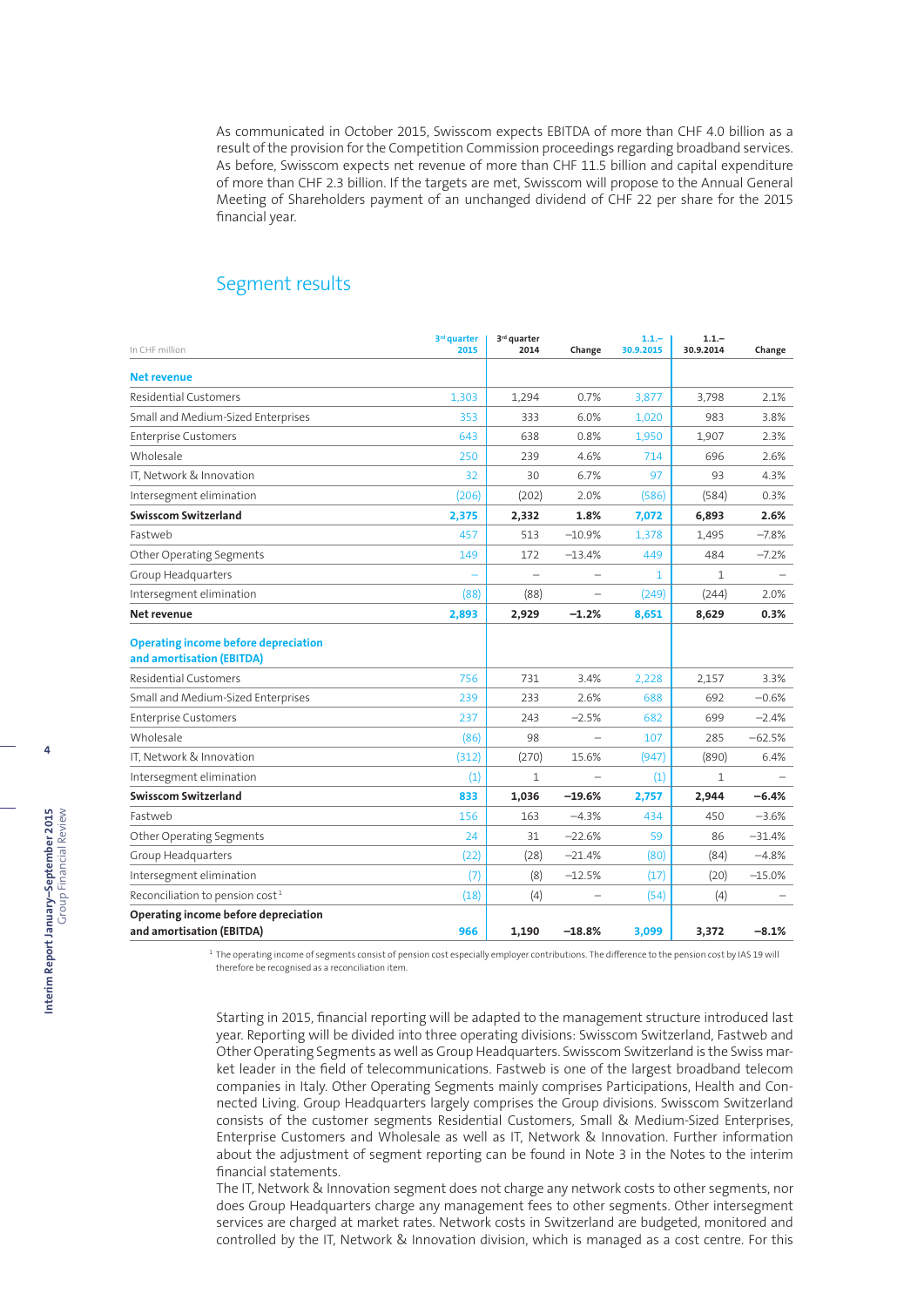As communicated in October 2015, Swisscom expects EBITDA of more than CHF 4.0 billion as a result of the provision for the Competition Commission proceedings regarding broadband services. As before, Swisscom expects net revenue of more than CHF 11.5 billion and capital expenditure of more than CHF 2.3 billion. If the targets are met, Swisscom will propose to the Annual General Meeting of Shareholders payment of an unchanged dividend of CHF 22 per share for the 2015 financial year.

## Segment results

| In CHF million | 3rd quarter 2015 | 3rd quarter 2014 | Change | 1.1.– 30.9.2015 | 1.1.– 30.9.2014 | Change |
|---|---|---|---|---|---|---|
| **Net revenue** | | | | | | |
| Residential Customers | 1,303 | 1,294 | 0.7% | 3,877 | 3,798 | 2.1% |
| Small and Medium-Sized Enterprises | 353 | 333 | 6.0% | 1,020 | 983 | 3.8% |
| Enterprise Customers | 643 | 638 | 0.8% | 1,950 | 1,907 | 2.3% |
| Wholesale | 250 | 239 | 4.6% | 714 | 696 | 2.6% |
| IT, Network & Innovation | 32 | 30 | 6.7% | 97 | 93 | 4.3% |
| Intersegment elimination | (206) | (202) | 2.0% | (586) | (584) | 0.3% |
| **Swisscom Switzerland** | **2,375** | **2,332** | **1.8%** | **7,072** | **6,893** | **2.6%** |
| Fastweb | 457 | 513 | –10.9% | 1,378 | 1,495 | –7.8% |
| Other Operating Segments | 149 | 172 | –13.4% | 449 | 484 | –7.2% |
| Group Headquarters | – | – | – | 1 | 1 | – |
| Intersegment elimination | (88) | (88) | – | (249) | (244) | 2.0% |
| **Net revenue** | **2,893** | **2,929** | **–1.2%** | **8,651** | **8,629** | **0.3%** |
| **Operating income before depreciation and amortisation (EBITDA)** | | | | | | |
| Residential Customers | 756 | 731 | 3.4% | 2,228 | 2,157 | 3.3% |
| Small and Medium-Sized Enterprises | 239 | 233 | 2.6% | 688 | 692 | –0.6% |
| Enterprise Customers | 237 | 243 | –2.5% | 682 | 699 | –2.4% |
| Wholesale | (86) | 98 | – | 107 | 285 | –62.5% |
| IT, Network & Innovation | (312) | (270) | 15.6% | (947) | (890) | 6.4% |
| Intersegment elimination | (1) | 1 | – | (1) | 1 | – |
| **Swisscom Switzerland** | **833** | **1,036** | **–19.6%** | **2,757** | **2,944** | **–6.4%** |
| Fastweb | 156 | 163 | –4.3% | 434 | 450 | –3.6% |
| Other Operating Segments | 24 | 31 | –22.6% | 59 | 86 | –31.4% |
| Group Headquarters | (22) | (28) | –21.4% | (80) | (84) | –4.8% |
| Intersegment elimination | (7) | (8) | –12.5% | (17) | (20) | –15.0% |
| Reconciliation to pension cost [1] | (18) | (4) | – | (54) | (4) | – |
| **Operating income before depreciation and amortisation (EBITDA)** | **966** | **1,190** | **–18.8%** | **3,099** | **3,372** | **–8.1%** |

[1] The operating income of segments consist of pension cost especially employer contributions. The difference to the pension cost by IAS 19 will therefore be recognised as a reconciliation item.

Starting in 2015, financial reporting will be adapted to the management structure introduced last year. Reporting will be divided into three operating divisions: Swisscom Switzerland, Fastweb and Other Operating Segments as well as Group Headquarters. Swisscom Switzerland is the Swiss market leader in the field of telecommunications. Fastweb is one of the largest broadband telecom companies in Italy. Other Operating Segments mainly comprises Participations, Health and Connected Living. Group Headquarters largely comprises the Group divisions. Swisscom Switzerland consists of the customer segments Residential Customers, Small & Medium-Sized Enterprises, Enterprise Customers and Wholesale as well as IT, Network & Innovation. Further information about the adjustment of segment reporting can be found in Note 3 in the Notes to the interim financial statements.

The IT, Network & Innovation segment does not charge any network costs to other segments, nor does Group Headquarters charge any management fees to other segments. Other intersegment services are charged at market rates. Network costs in Switzerland are budgeted, monitored and controlled by the IT, Network & Innovation division, which is managed as a cost centre. For this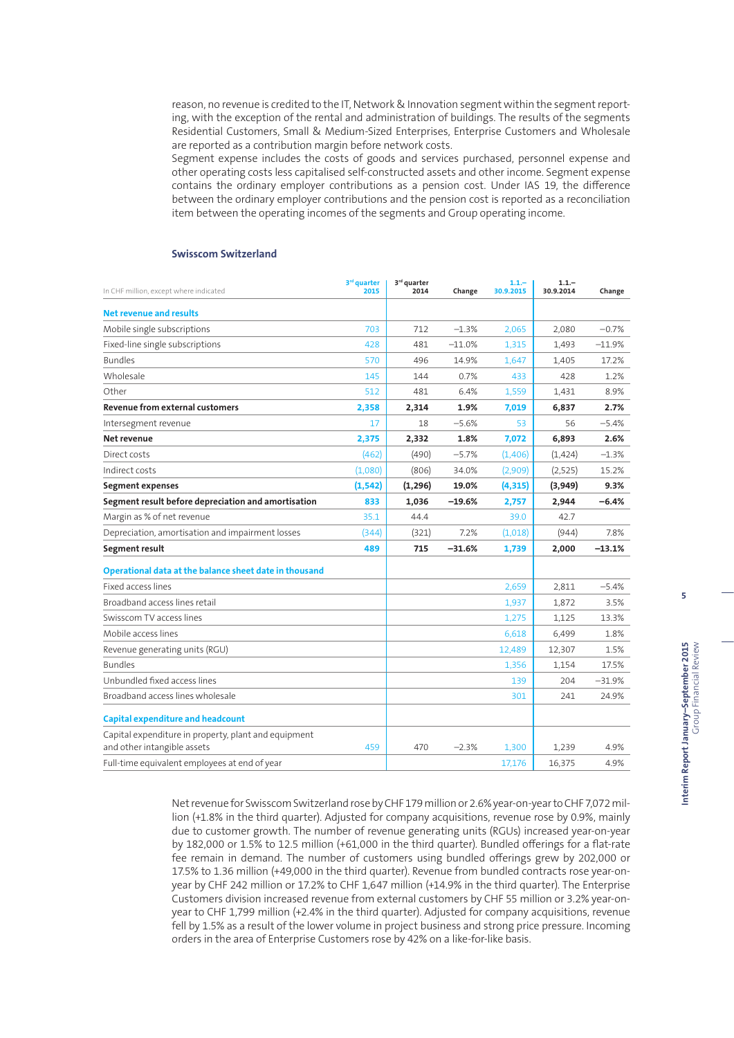reason, no revenue is credited to the IT, Network & Innovation segment within the segment reporting, with the exception of the rental and administration of buildings. The results of the segments Residential Customers, Small & Medium-Sized Enterprises, Enterprise Customers and Wholesale are reported as a contribution margin before network costs.
Segment expense includes the costs of goods and services purchased, personnel expense and other operating costs less capitalised self-constructed assets and other income. Segment expense contains the ordinary employer contributions as a pension cost. Under IAS 19, the difference between the ordinary employer contributions and the pension cost is reported as a reconciliation item between the operating incomes of the segments and Group operating income.

### Swisscom Switzerland

| In CHF million, except where indicated | 3rd quarter 2015 | 3rd quarter 2014 | Change | 1.1.–30.9.2015 | 1.1.–30.9.2014 | Change |
|---|---|---|---|---|---|---|
| **Net revenue and results** | | | | | | |
| Mobile single subscriptions | 703 | 712 | –1.3% | 2,065 | 2,080 | –0.7% |
| Fixed-line single subscriptions | 428 | 481 | –11.0% | 1,315 | 1,493 | –11.9% |
| Bundles | 570 | 496 | 14.9% | 1,647 | 1,405 | 17.2% |
| Wholesale | 145 | 144 | 0.7% | 433 | 428 | 1.2% |
| Other | 512 | 481 | 6.4% | 1,559 | 1,431 | 8.9% |
| **Revenue from external customers** | **2,358** | **2,314** | **1.9%** | **7,019** | **6,837** | **2.7%** |
| Intersegment revenue | 17 | 18 | –5.6% | 53 | 56 | –5.4% |
| **Net revenue** | **2,375** | **2,332** | **1.8%** | **7,072** | **6,893** | **2.6%** |
| Direct costs | (462) | (490) | –5.7% | (1,406) | (1,424) | –1.3% |
| Indirect costs | (1,080) | (806) | 34.0% | (2,909) | (2,525) | 15.2% |
| **Segment expenses** | **(1,542)** | **(1,296)** | **19.0%** | **(4,315)** | **(3,949)** | **9.3%** |
| **Segment result before depreciation and amortisation** | **833** | **1,036** | **–19.6%** | **2,757** | **2,944** | **–6.4%** |
| Margin as % of net revenue | 35.1 | 44.4 | | 39.0 | 42.7 | |
| Depreciation, amortisation and impairment losses | (344) | (321) | 7.2% | (1,018) | (944) | 7.8% |
| **Segment result** | **489** | **715** | **–31.6%** | **1,739** | **2,000** | **–13.1%** |
| **Operational data at the balance sheet date in thousand** | | | | | | |
| Fixed access lines | | | | 2,659 | 2,811 | –5.4% |
| Broadband access lines retail | | | | 1,937 | 1,872 | 3.5% |
| Swisscom TV access lines | | | | 1,275 | 1,125 | 13.3% |
| Mobile access lines | | | | 6,618 | 6,499 | 1.8% |
| Revenue generating units (RGU) | | | | 12,489 | 12,307 | 1.5% |
| Bundles | | | | 1,356 | 1,154 | 17.5% |
| Unbundled fixed access lines | | | | 139 | 204 | –31.9% |
| Broadband access lines wholesale | | | | 301 | 241 | 24.9% |
| **Capital expenditure and headcount** | | | | | | |
| Capital expenditure in property, plant and equipment and other intangible assets | 459 | 470 | –2.3% | 1,300 | 1,239 | 4.9% |
| Full-time equivalent employees at end of year | | | | 17,176 | 16,375 | 4.9% |

Net revenue for Swisscom Switzerland rose by CHF 179 million or 2.6% year-on-year to CHF 7,072 million (+1.8% in the third quarter). Adjusted for company acquisitions, revenue rose by 0.9%, mainly due to customer growth. The number of revenue generating units (RGUs) increased year-on-year by 182,000 or 1.5% to 12.5 million (+61,000 in the third quarter). Bundled offerings for a flat-rate fee remain in demand. The number of customers using bundled offerings grew by 202,000 or 17.5% to 1.36 million (+49,000 in the third quarter). Revenue from bundled contracts rose year-on-year by CHF 242 million or 17.2% to CHF 1,647 million (+14.9% in the third quarter). The Enterprise Customers division increased revenue from external customers by CHF 55 million or 3.2% year-on-year to CHF 1,799 million (+2.4% in the third quarter). Adjusted for company acquisitions, revenue fell by 1.5% as a result of the lower volume in project business and strong price pressure. Incoming orders in the area of Enterprise Customers rose by 42% on a like-for-like basis.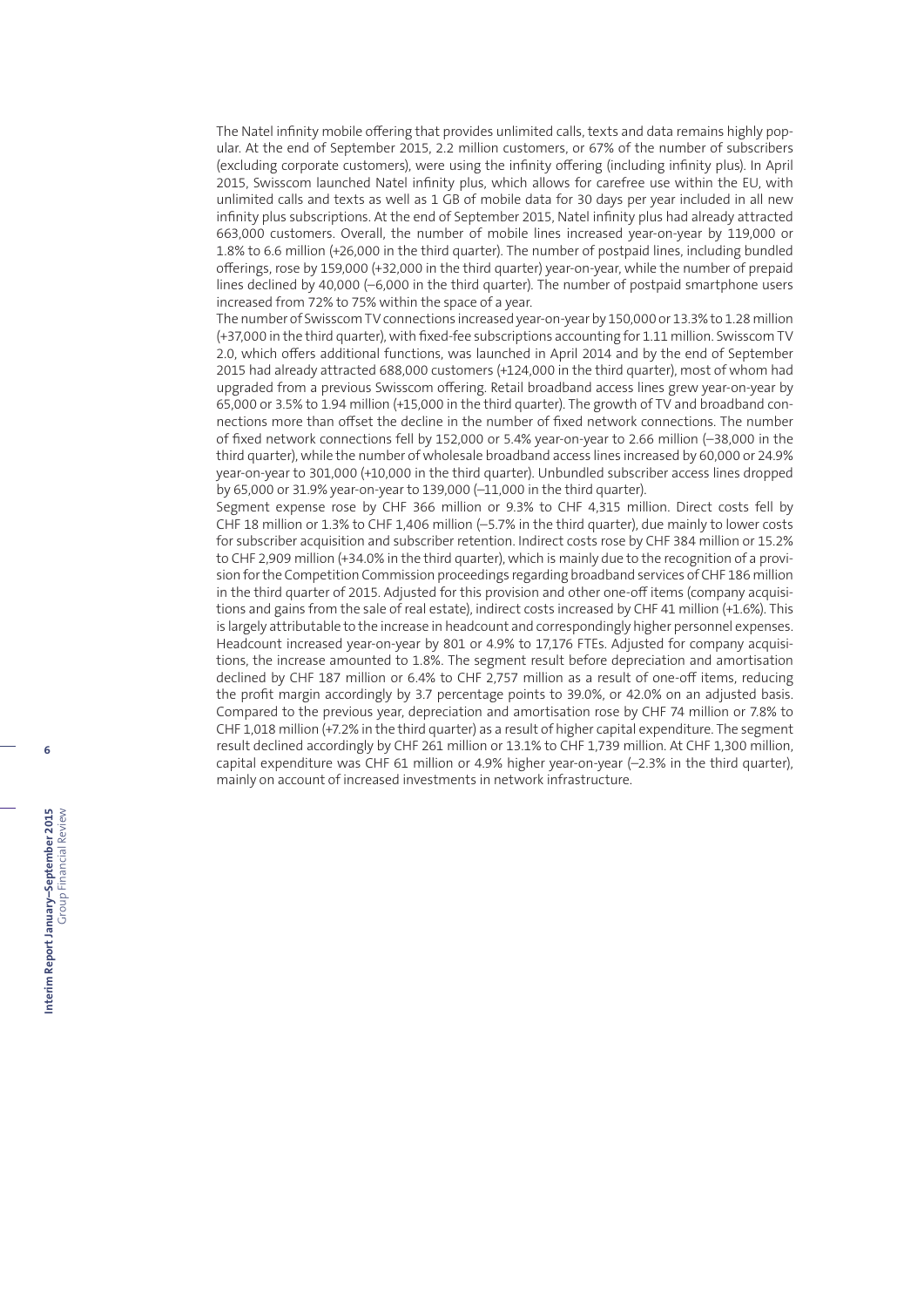The Natel infinity mobile offering that provides unlimited calls, texts and data remains highly popular. At the end of September 2015, 2.2 million customers, or 67% of the number of subscribers (excluding corporate customers), were using the infinity offering (including infinity plus). In April 2015, Swisscom launched Natel infinity plus, which allows for carefree use within the EU, with unlimited calls and texts as well as 1 GB of mobile data for 30 days per year included in all new infinity plus subscriptions. At the end of September 2015, Natel infinity plus had already attracted 663,000 customers. Overall, the number of mobile lines increased year-on-year by 119,000 or 1.8% to 6.6 million (+26,000 in the third quarter). The number of postpaid lines, including bundled offerings, rose by 159,000 (+32,000 in the third quarter) year-on-year, while the number of prepaid lines declined by 40,000 (–6,000 in the third quarter). The number of postpaid smartphone users increased from 72% to 75% within the space of a year.

The number of Swisscom TV connections increased year-on-year by 150,000 or 13.3% to 1.28 million (+37,000 in the third quarter), with fixed-fee subscriptions accounting for 1.11 million. Swisscom TV 2.0, which offers additional functions, was launched in April 2014 and by the end of September 2015 had already attracted 688,000 customers (+124,000 in the third quarter), most of whom had upgraded from a previous Swisscom offering. Retail broadband access lines grew year-on-year by 65,000 or 3.5% to 1.94 million (+15,000 in the third quarter). The growth of TV and broadband connections more than offset the decline in the number of fixed network connections. The number of fixed network connections fell by 152,000 or 5.4% year-on-year to 2.66 million (–38,000 in the third quarter), while the number of wholesale broadband access lines increased by 60,000 or 24.9% year-on-year to 301,000 (+10,000 in the third quarter). Unbundled subscriber access lines dropped by 65,000 or 31.9% year-on-year to 139,000 (–11,000 in the third quarter).

Segment expense rose by CHF 366 million or 9.3% to CHF 4,315 million. Direct costs fell by CHF 18 million or 1.3% to CHF 1,406 million (–5.7% in the third quarter), due mainly to lower costs for subscriber acquisition and subscriber retention. Indirect costs rose by CHF 384 million or 15.2% to CHF 2,909 million (+34.0% in the third quarter), which is mainly due to the recognition of a provision for the Competition Commission proceedings regarding broadband services of CHF 186 million in the third quarter of 2015. Adjusted for this provision and other one-off items (company acquisitions and gains from the sale of real estate), indirect costs increased by CHF 41 million (+1.6%). This is largely attributable to the increase in headcount and correspondingly higher personnel expenses. Headcount increased year-on-year by 801 or 4.9% to 17,176 FTEs. Adjusted for company acquisitions, the increase amounted to 1.8%. The segment result before depreciation and amortisation declined by CHF 187 million or 6.4% to CHF 2,757 million as a result of one-off items, reducing the profit margin accordingly by 3.7 percentage points to 39.0%, or 42.0% on an adjusted basis. Compared to the previous year, depreciation and amortisation rose by CHF 74 million or 7.8% to CHF 1,018 million (+7.2% in the third quarter) as a result of higher capital expenditure. The segment result declined accordingly by CHF 261 million or 13.1% to CHF 1,739 million. At CHF 1,300 million, capital expenditure was CHF 61 million or 4.9% higher year-on-year (–2.3% in the third quarter), mainly on account of increased investments in network infrastructure.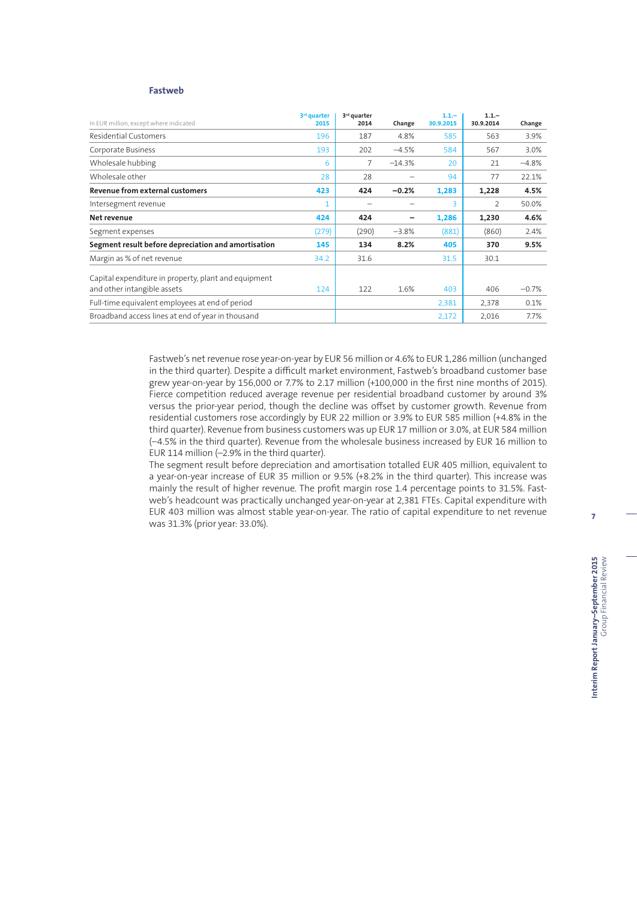## Fastweb

| In EUR million, except where indicated | 3rd quarter 2015 | 3rd quarter 2014 | Change | 1.1.– 30.9.2015 | 1.1.– 30.9.2014 | Change |
|---|---|---|---|---|---|---|
| Residential Customers | 196 | 187 | 4.8% | 585 | 563 | 3.9% |
| Corporate Business | 193 | 202 | –4.5% | 584 | 567 | 3.0% |
| Wholesale hubbing | 6 | 7 | –14.3% | 20 | 21 | –4.8% |
| Wholesale other | 28 | 28 | – | 94 | 77 | 22.1% |
| **Revenue from external customers** | **423** | **424** | **–0.2%** | **1,283** | **1,228** | **4.5%** |
| Intersegment revenue | 1 | – | – | 3 | 2 | 50.0% |
| **Net revenue** | **424** | **424** | **–** | **1,286** | **1,230** | **4.6%** |
| Segment expenses | (279) | (290) | –3.8% | (881) | (860) | 2.4% |
| **Segment result before depreciation and amortisation** | **145** | **134** | **8.2%** | **405** | **370** | **9.5%** |
| Margin as % of net revenue | 34.2 | 31.6 | | 31.5 | 30.1 | |
| Capital expenditure in property, plant and equipment and other intangible assets | 124 | 122 | 1.6% | 403 | 406 | –0.7% |
| Full-time equivalent employees at end of period | | | | 2,381 | 2,378 | 0.1% |
| Broadband access lines at end of year in thousand | | | | 2,172 | 2,016 | 7.7% |

Fastweb's net revenue rose year-on-year by EUR 56 million or 4.6% to EUR 1,286 million (unchanged in the third quarter). Despite a difficult market environment, Fastweb's broadband customer base grew year-on-year by 156,000 or 7.7% to 2.17 million (+100,000 in the first nine months of 2015). Fierce competition reduced average revenue per residential broadband customer by around 3% versus the prior-year period, though the decline was offset by customer growth. Revenue from residential customers rose accordingly by EUR 22 million or 3.9% to EUR 585 million (+4.8% in the third quarter). Revenue from business customers was up EUR 17 million or 3.0%, at EUR 584 million (–4.5% in the third quarter). Revenue from the wholesale business increased by EUR 16 million to EUR 114 million (–2.9% in the third quarter).

The segment result before depreciation and amortisation totalled EUR 405 million, equivalent to a year-on-year increase of EUR 35 million or 9.5% (+8.2% in the third quarter). This increase was mainly the result of higher revenue. The profit margin rose 1.4 percentage points to 31.5%. Fastweb's headcount was practically unchanged year-on-year at 2,381 FTEs. Capital expenditure with EUR 403 million was almost stable year-on-year. The ratio of capital expenditure to net revenue was 31.3% (prior year: 33.0%).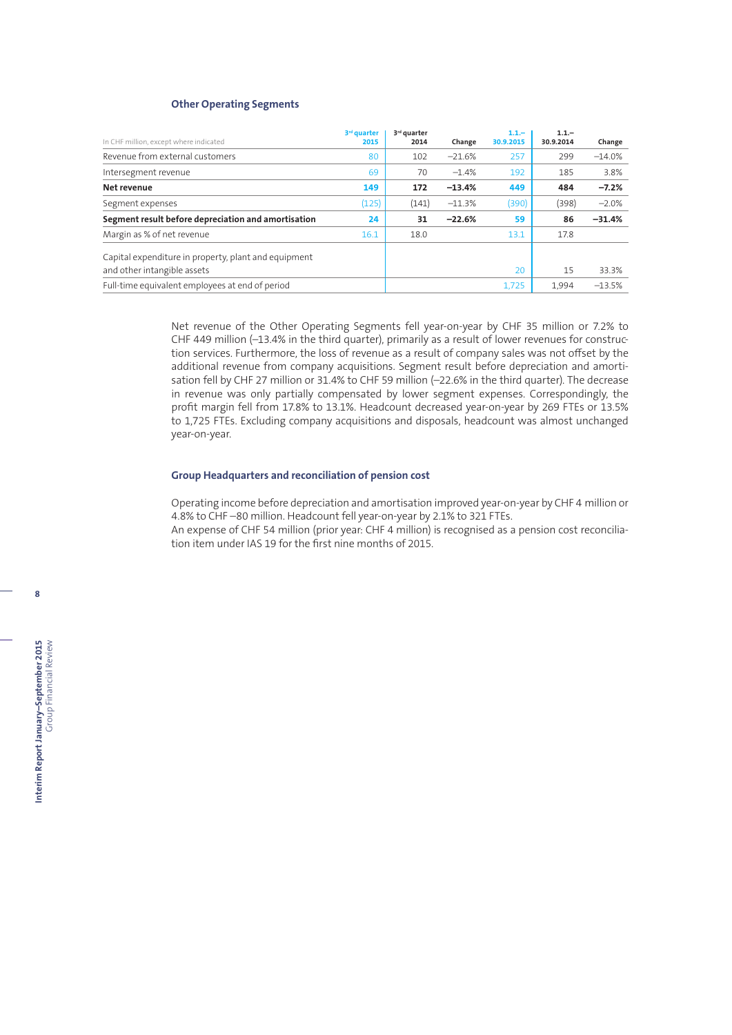## Other Operating Segments

| In CHF million, except where indicated | 3rd quarter 2015 | 3rd quarter 2014 | Change | 1.1.– 30.9.2015 | 1.1.– 30.9.2014 | Change |
|---|---|---|---|---|---|---|
| Revenue from external customers | 80 | 102 | –21.6% | 257 | 299 | –14.0% |
| Intersegment revenue | 69 | 70 | –1.4% | 192 | 185 | 3.8% |
| **Net revenue** | **149** | **172** | **–13.4%** | **449** | **484** | **–7.2%** |
| Segment expenses | (125) | (141) | –11.3% | (390) | (398) | –2.0% |
| **Segment result before depreciation and amortisation** | **24** | **31** | **–22.6%** | **59** | **86** | **–31.4%** |
| Margin as % of net revenue | 16.1 | 18.0 | | 13.1 | 17.8 | |
| Capital expenditure in property, plant and equipment and other intangible assets | | | | 20 | 15 | 33.3% |
| Full-time equivalent employees at end of period | | | | 1,725 | 1,994 | –13.5% |

Net revenue of the Other Operating Segments fell year-on-year by CHF 35 million or 7.2% to CHF 449 million (–13.4% in the third quarter), primarily as a result of lower revenues for construction services. Furthermore, the loss of revenue as a result of company sales was not offset by the additional revenue from company acquisitions. Segment result before depreciation and amortisation fell by CHF 27 million or 31.4% to CHF 59 million (–22.6% in the third quarter). The decrease in revenue was only partially compensated by lower segment expenses. Correspondingly, the profit margin fell from 17.8% to 13.1%. Headcount decreased year-on-year by 269 FTEs or 13.5% to 1,725 FTEs. Excluding company acquisitions and disposals, headcount was almost unchanged year-on-year.

## Group Headquarters and reconciliation of pension cost

Operating income before depreciation and amortisation improved year-on-year by CHF 4 million or 4.8% to CHF –80 million. Headcount fell year-on-year by 2.1% to 321 FTEs.
An expense of CHF 54 million (prior year: CHF 4 million) is recognised as a pension cost reconciliation item under IAS 19 for the first nine months of 2015.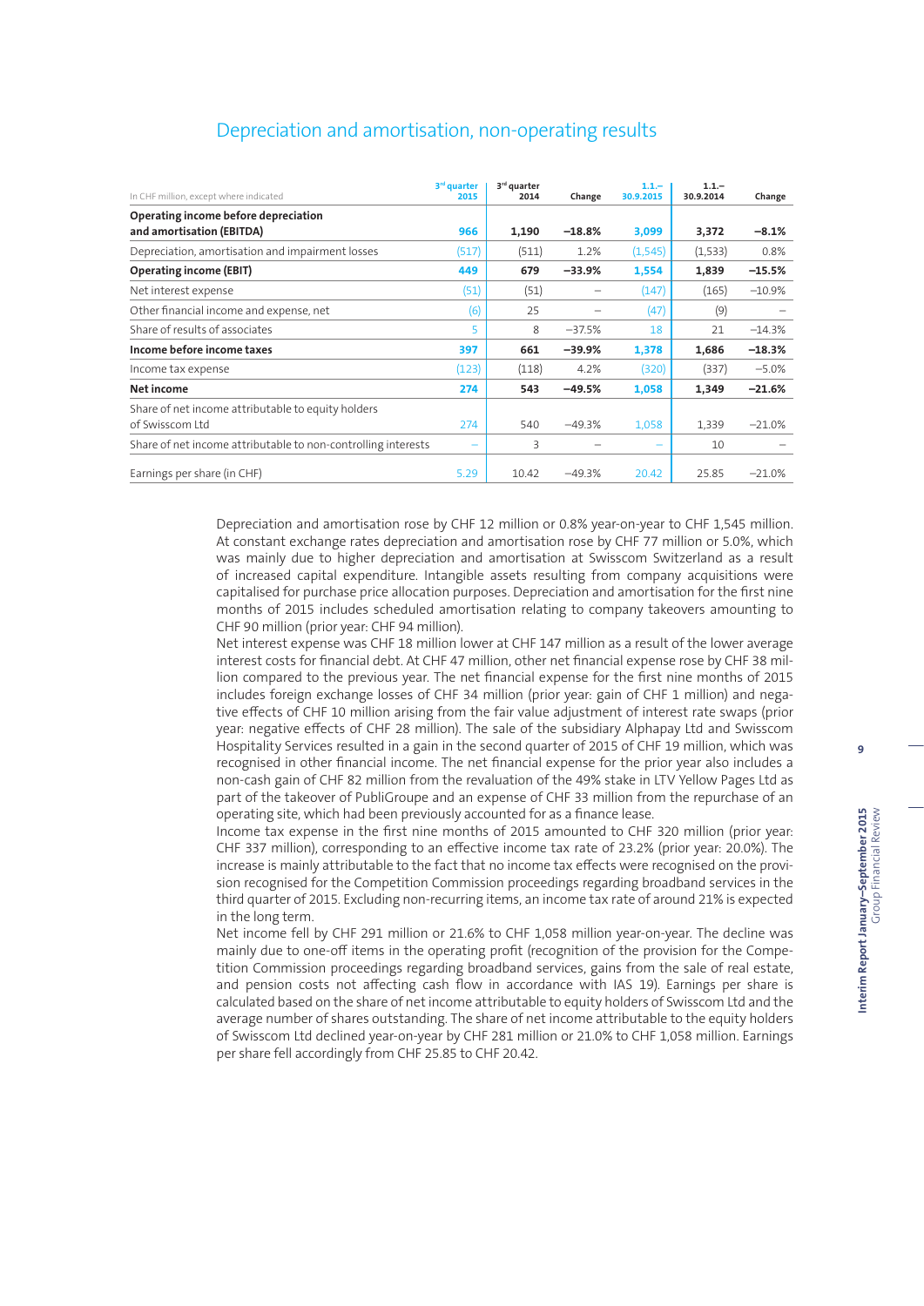## Depreciation and amortisation, non-operating results

| In CHF million, except where indicated | 3rd quarter 2015 | 3rd quarter 2014 | Change | 1.1.– 30.9.2015 | 1.1.– 30.9.2014 | Change |
|---|---|---|---|---|---|---|
| **Operating income before depreciation and amortisation (EBITDA)** | **966** | **1,190** | **–18.8%** | **3,099** | **3,372** | **–8.1%** |
| Depreciation, amortisation and impairment losses | (517) | (511) | 1.2% | (1,545) | (1,533) | 0.8% |
| **Operating income (EBIT)** | **449** | **679** | **–33.9%** | **1,554** | **1,839** | **–15.5%** |
| Net interest expense | (51) | (51) | – | (147) | (165) | –10.9% |
| Other financial income and expense, net | (6) | 25 | – | (47) | (9) | – |
| Share of results of associates | 5 | 8 | –37.5% | 18 | 21 | –14.3% |
| **Income before income taxes** | **397** | **661** | **–39.9%** | **1,378** | **1,686** | **–18.3%** |
| Income tax expense | (123) | (118) | 4.2% | (320) | (337) | –5.0% |
| **Net income** | **274** | **543** | **–49.5%** | **1,058** | **1,349** | **–21.6%** |
| Share of net income attributable to equity holders of Swisscom Ltd | 274 | 540 | –49.3% | 1,058 | 1,339 | –21.0% |
| Share of net income attributable to non-controlling interests | – | 3 | – | – | 10 | – |
| Earnings per share (in CHF) | 5.29 | 10.42 | –49.3% | 20.42 | 25.85 | –21.0% |

Depreciation and amortisation rose by CHF 12 million or 0.8% year-on-year to CHF 1,545 million. At constant exchange rates depreciation and amortisation rose by CHF 77 million or 5.0%, which was mainly due to higher depreciation and amortisation at Swisscom Switzerland as a result of increased capital expenditure. Intangible assets resulting from company acquisitions were capitalised for purchase price allocation purposes. Depreciation and amortisation for the first nine months of 2015 includes scheduled amortisation relating to company takeovers amounting to CHF 90 million (prior year: CHF 94 million).

Net interest expense was CHF 18 million lower at CHF 147 million as a result of the lower average interest costs for financial debt. At CHF 47 million, other net financial expense rose by CHF 38 million compared to the previous year. The net financial expense for the first nine months of 2015 includes foreign exchange losses of CHF 34 million (prior year: gain of CHF 1 million) and negative effects of CHF 10 million arising from the fair value adjustment of interest rate swaps (prior year: negative effects of CHF 28 million). The sale of the subsidiary Alphapay Ltd and Swisscom Hospitality Services resulted in a gain in the second quarter of 2015 of CHF 19 million, which was recognised in other financial income. The net financial expense for the prior year also includes a non-cash gain of CHF 82 million from the revaluation of the 49% stake in LTV Yellow Pages Ltd as part of the takeover of PubliGroupe and an expense of CHF 33 million from the repurchase of an operating site, which had been previously accounted for as a finance lease.

Income tax expense in the first nine months of 2015 amounted to CHF 320 million (prior year: CHF 337 million), corresponding to an effective income tax rate of 23.2% (prior year: 20.0%). The increase is mainly attributable to the fact that no income tax effects were recognised on the provision recognised for the Competition Commission proceedings regarding broadband services in the third quarter of 2015. Excluding non-recurring items, an income tax rate of around 21% is expected in the long term.

Net income fell by CHF 291 million or 21.6% to CHF 1,058 million year-on-year. The decline was mainly due to one-off items in the operating profit (recognition of the provision for the Competition Commission proceedings regarding broadband services, gains from the sale of real estate, and pension costs not affecting cash flow in accordance with IAS 19). Earnings per share is calculated based on the share of net income attributable to equity holders of Swisscom Ltd and the average number of shares outstanding. The share of net income attributable to the equity holders of Swisscom Ltd declined year-on-year by CHF 281 million or 21.0% to CHF 1,058 million. Earnings per share fell accordingly from CHF 25.85 to CHF 20.42.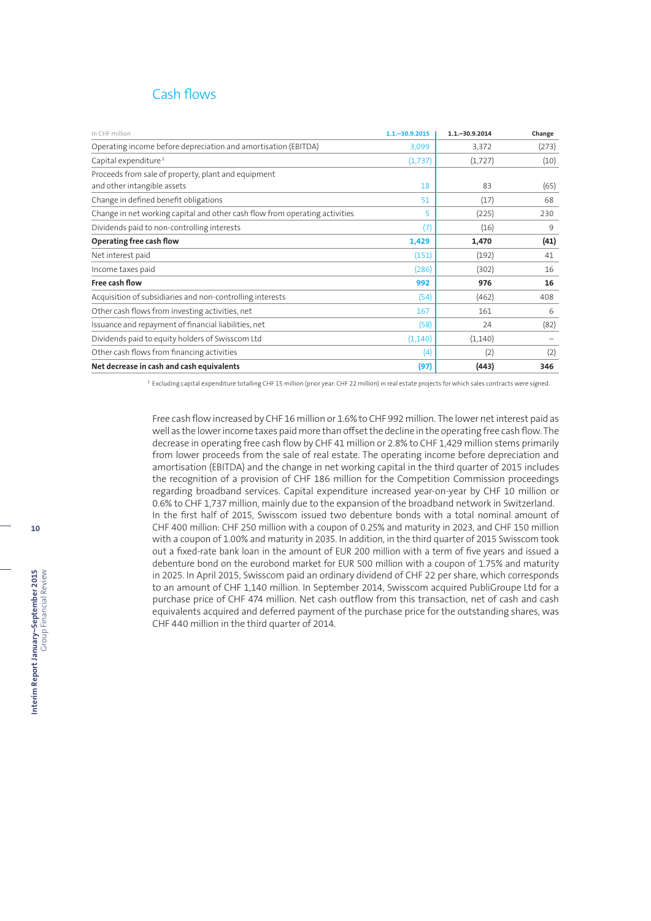## Cash flows

| In CHF million | 1.1.–30.9.2015 | 1.1.–30.9.2014 | Change |
|---|---|---|---|
| Operating income before depreciation and amortisation (EBITDA) | 3,099 | 3,372 | (273) |
| Capital expenditure [1] | (1,737) | (1,727) | (10) |
| Proceeds from sale of property, plant and equipment and other intangible assets | 18 | 83 | (65) |
| Change in defined benefit obligations | 51 | (17) | 68 |
| Change in net working capital and other cash flow from operating activities | 5 | (225) | 230 |
| Dividends paid to non-controlling interests | (7) | (16) | 9 |
| **Operating free cash flow** | **1,429** | **1,470** | **(41)** |
| Net interest paid | (151) | (192) | 41 |
| Income taxes paid | (286) | (302) | 16 |
| **Free cash flow** | **992** | **976** | **16** |
| Acquisition of subsidiaries and non-controlling interests | (54) | (462) | 408 |
| Other cash flows from investing activities, net | 167 | 161 | 6 |
| Issuance and repayment of financial liabilities, net | (58) | 24 | (82) |
| Dividends paid to equity holders of Swisscom Ltd | (1,140) | (1,140) | – |
| Other cash flows from financing activities | (4) | (2) | (2) |
| **Net decrease in cash and cash equivalents** | **(97)** | **(443)** | **346** |

[1] Excluding capital expenditure totalling CHF 15 million (prior year: CHF 22 million) in real estate projects for which sales contracts were signed.

Free cash flow increased by CHF 16 million or 1.6% to CHF 992 million. The lower net interest paid as well as the lower income taxes paid more than offset the decline in the operating free cash flow. The decrease in operating free cash flow by CHF 41 million or 2.8% to CHF 1,429 million stems primarily from lower proceeds from the sale of real estate. The operating income before depreciation and amortisation (EBITDA) and the change in net working capital in the third quarter of 2015 includes the recognition of a provision of CHF 186 million for the Competition Commission proceedings regarding broadband services. Capital expenditure increased year-on-year by CHF 10 million or 0.6% to CHF 1,737 million, mainly due to the expansion of the broadband network in Switzerland. In the first half of 2015, Swisscom issued two debenture bonds with a total nominal amount of CHF 400 million: CHF 250 million with a coupon of 0.25% and maturity in 2023, and CHF 150 million with a coupon of 1.00% and maturity in 2035. In addition, in the third quarter of 2015 Swisscom took out a fixed-rate bank loan in the amount of EUR 200 million with a term of five years and issued a debenture bond on the eurobond market for EUR 500 million with a coupon of 1.75% and maturity in 2025. In April 2015, Swisscom paid an ordinary dividend of CHF 22 per share, which corresponds to an amount of CHF 1,140 million. In September 2014, Swisscom acquired PubliGroupe Ltd for a purchase price of CHF 474 million. Net cash outflow from this transaction, net of cash and cash equivalents acquired and deferred payment of the purchase price for the outstanding shares, was CHF 440 million in the third quarter of 2014.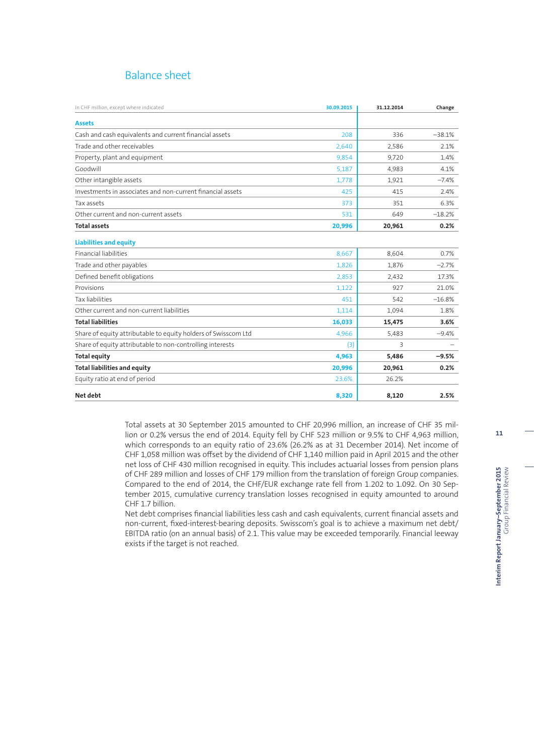## Balance sheet

| In CHF million, except where indicated | 30.09.2015 | 31.12.2014 | Change |
|---|---|---|---|
| **Assets** | | | |
| Cash and cash equivalents and current financial assets | 208 | 336 | –38.1% |
| Trade and other receivables | 2,640 | 2,586 | 2.1% |
| Property, plant and equipment | 9,854 | 9,720 | 1.4% |
| Goodwill | 5,187 | 4,983 | 4.1% |
| Other intangible assets | 1,778 | 1,921 | –7.4% |
| Investments in associates and non-current financial assets | 425 | 415 | 2.4% |
| Tax assets | 373 | 351 | 6.3% |
| Other current and non-current assets | 531 | 649 | –18.2% |
| **Total assets** | **20,996** | **20,961** | **0.2%** |
| **Liabilities and equity** | | | |
| Financial liabilities | 8,667 | 8,604 | 0.7% |
| Trade and other payables | 1,826 | 1,876 | –2.7% |
| Defined benefit obligations | 2,853 | 2,432 | 17.3% |
| Provisions | 1,122 | 927 | 21.0% |
| Tax liabilities | 451 | 542 | –16.8% |
| Other current and non-current liabilities | 1,114 | 1,094 | 1.8% |
| **Total liabilities** | **16,033** | **15,475** | **3.6%** |
| Share of equity attributable to equity holders of Swisscom Ltd | 4,966 | 5,483 | –9.4% |
| Share of equity attributable to non-controlling interests | (3) | 3 | – |
| **Total equity** | **4,963** | **5,486** | **–9.5%** |
| **Total liabilities and equity** | **20,996** | **20,961** | **0.2%** |
| Equity ratio at end of period | 23.6% | 26.2% | |
| **Net debt** | **8,320** | **8,120** | **2.5%** |

Total assets at 30 September 2015 amounted to CHF 20,996 million, an increase of CHF 35 million or 0.2% versus the end of 2014. Equity fell by CHF 523 million or 9.5% to CHF 4,963 million, which corresponds to an equity ratio of 23.6% (26.2% as at 31 December 2014). Net income of CHF 1,058 million was offset by the dividend of CHF 1,140 million paid in April 2015 and the other net loss of CHF 430 million recognised in equity. This includes actuarial losses from pension plans of CHF 289 million and losses of CHF 179 million from the translation of foreign Group companies. Compared to the end of 2014, the CHF/EUR exchange rate fell from 1.202 to 1.092. On 30 September 2015, cumulative currency translation losses recognised in equity amounted to around CHF 1.7 billion.

Net debt comprises financial liabilities less cash and cash equivalents, current financial assets and non-current, fixed-interest-bearing deposits. Swisscom's goal is to achieve a maximum net debt/EBITDA ratio (on an annual basis) of 2.1. This value may be exceeded temporarily. Financial leeway exists if the target is not reached.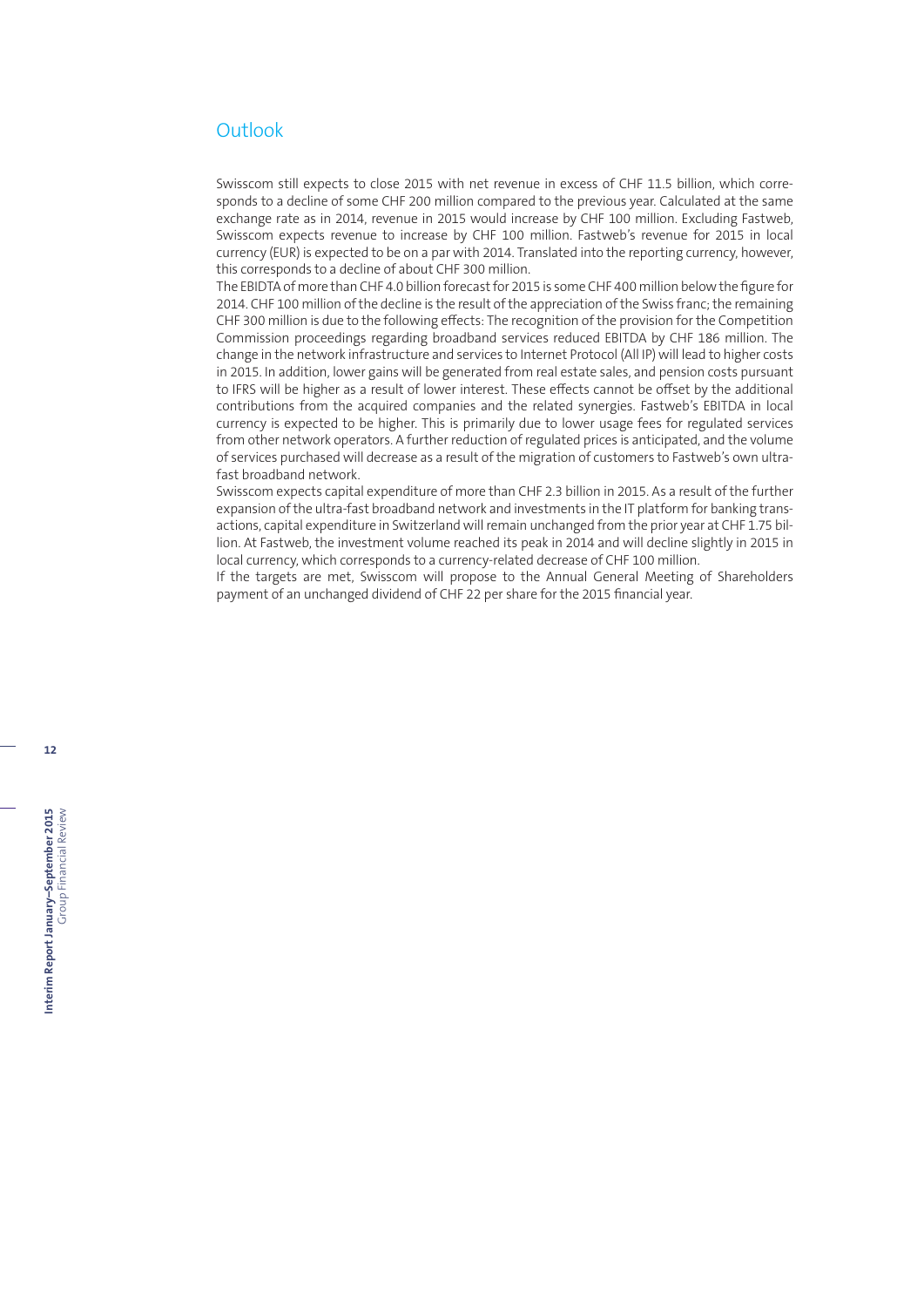## Outlook

Swisscom still expects to close 2015 with net revenue in excess of CHF 11.5 billion, which corresponds to a decline of some CHF 200 million compared to the previous year. Calculated at the same exchange rate as in 2014, revenue in 2015 would increase by CHF 100 million. Excluding Fastweb, Swisscom expects revenue to increase by CHF 100 million. Fastweb's revenue for 2015 in local currency (EUR) is expected to be on a par with 2014. Translated into the reporting currency, however, this corresponds to a decline of about CHF 300 million.

The EBIDTA of more than CHF 4.0 billion forecast for 2015 is some CHF 400 million below the figure for 2014. CHF 100 million of the decline is the result of the appreciation of the Swiss franc; the remaining CHF 300 million is due to the following effects: The recognition of the provision for the Competition Commission proceedings regarding broadband services reduced EBITDA by CHF 186 million. The change in the network infrastructure and services to Internet Protocol (All IP) will lead to higher costs in 2015. In addition, lower gains will be generated from real estate sales, and pension costs pursuant to IFRS will be higher as a result of lower interest. These effects cannot be offset by the additional contributions from the acquired companies and the related synergies. Fastweb's EBITDA in local currency is expected to be higher. This is primarily due to lower usage fees for regulated services from other network operators. A further reduction of regulated prices is anticipated, and the volume of services purchased will decrease as a result of the migration of customers to Fastweb's own ultra-fast broadband network.

Swisscom expects capital expenditure of more than CHF 2.3 billion in 2015. As a result of the further expansion of the ultra-fast broadband network and investments in the IT platform for banking transactions, capital expenditure in Switzerland will remain unchanged from the prior year at CHF 1.75 billion. At Fastweb, the investment volume reached its peak in 2014 and will decline slightly in 2015 in local currency, which corresponds to a currency-related decrease of CHF 100 million.

If the targets are met, Swisscom will propose to the Annual General Meeting of Shareholders payment of an unchanged dividend of CHF 22 per share for the 2015 financial year.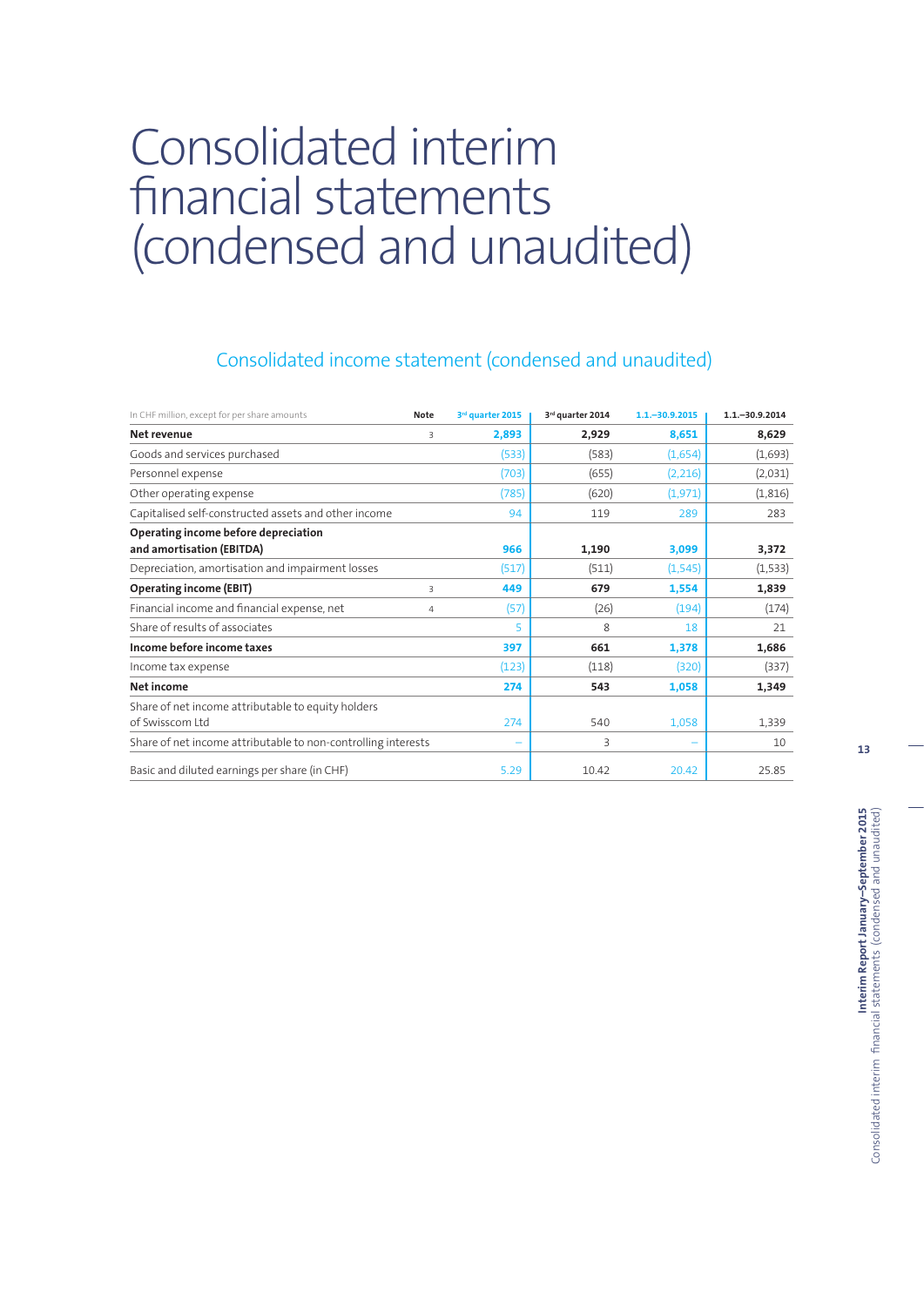# Consolidated interim financial statements (condensed and unaudited)

## Consolidated income statement (condensed and unaudited)

| In CHF million, except for per share amounts | Note | 3rd quarter 2015 | 3rd quarter 2014 | 1.1.–30.9.2015 | 1.1.–30.9.2014 |
|---|---|---|---|---|---|
| **Net revenue** | 3 | **2,893** | **2,929** | **8,651** | **8,629** |
| Goods and services purchased | | (533) | (583) | (1,654) | (1,693) |
| Personnel expense | | (703) | (655) | (2,216) | (2,031) |
| Other operating expense | | (785) | (620) | (1,971) | (1,816) |
| Capitalised self-constructed assets and other income | | 94 | 119 | 289 | 283 |
| **Operating income before depreciation and amortisation (EBITDA)** | | **966** | **1,190** | **3,099** | **3,372** |
| Depreciation, amortisation and impairment losses | | (517) | (511) | (1,545) | (1,533) |
| **Operating income (EBIT)** | 3 | **449** | **679** | **1,554** | **1,839** |
| Financial income and financial expense, net | 4 | (57) | (26) | (194) | (174) |
| Share of results of associates | | 5 | 8 | 18 | 21 |
| **Income before income taxes** | | **397** | **661** | **1,378** | **1,686** |
| Income tax expense | | (123) | (118) | (320) | (337) |
| **Net income** | | **274** | **543** | **1,058** | **1,349** |
| Share of net income attributable to equity holders of Swisscom Ltd | | 274 | 540 | 1,058 | 1,339 |
| Share of net income attributable to non-controlling interests | | – | 3 | – | 10 |
| Basic and diluted earnings per share (in CHF) | | 5.29 | 10.42 | 20.42 | 25.85 |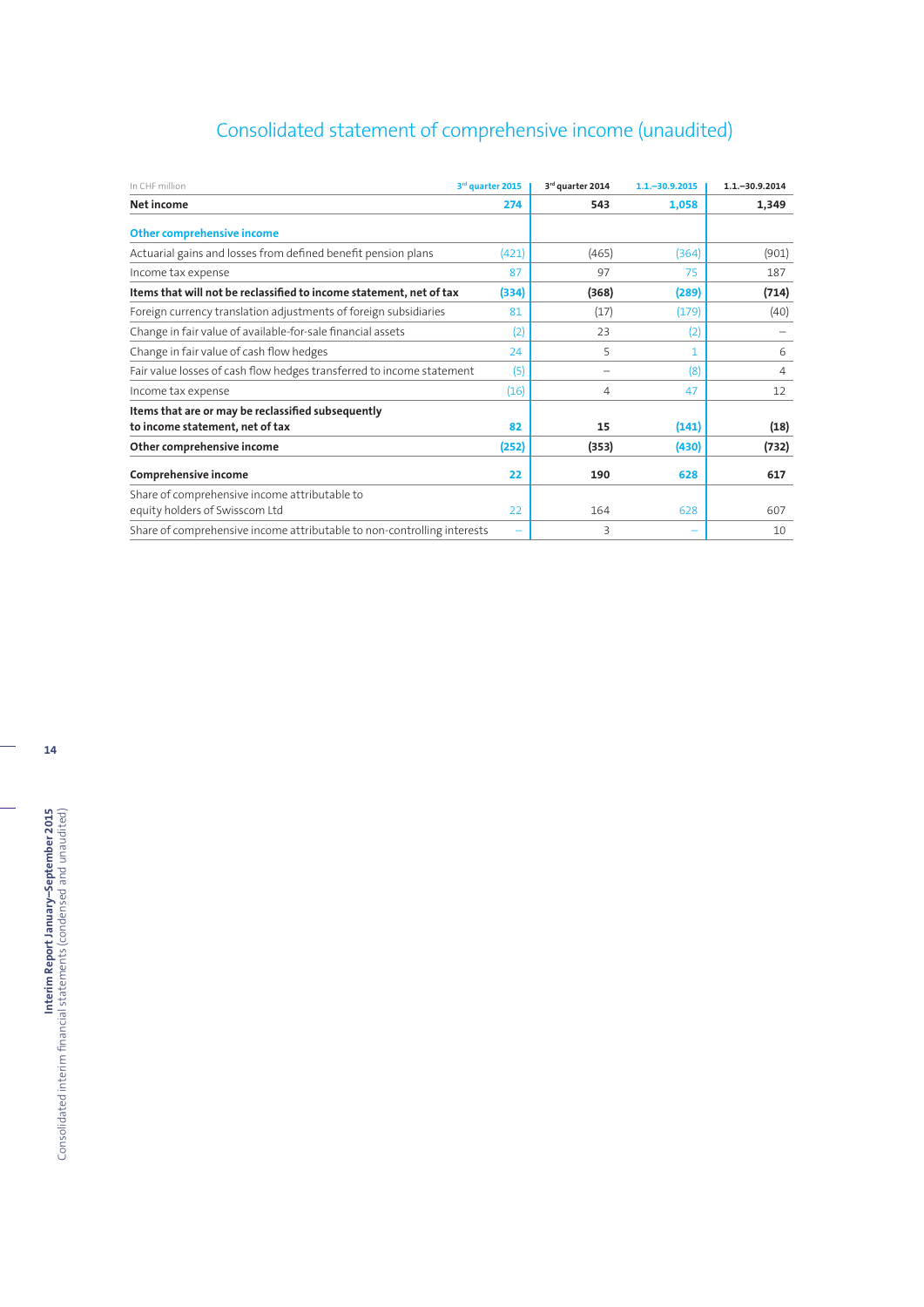# Consolidated statement of comprehensive income (unaudited)

| In CHF million | 3rd quarter 2015 | 3rd quarter 2014 | 1.1.–30.9.2015 | 1.1.–30.9.2014 |
|---|---|---|---|---|
| **Net income** | **274** | **543** | **1,058** | **1,349** |
| **Other comprehensive income** | | | | |
| Actuarial gains and losses from defined benefit pension plans | (421) | (465) | (364) | (901) |
| Income tax expense | 87 | 97 | 75 | 187 |
| **Items that will not be reclassified to income statement, net of tax** | **(334)** | **(368)** | **(289)** | **(714)** |
| Foreign currency translation adjustments of foreign subsidiaries | 81 | (17) | (179) | (40) |
| Change in fair value of available-for-sale financial assets | (2) | 23 | (2) | – |
| Change in fair value of cash flow hedges | 24 | 5 | 1 | 6 |
| Fair value losses of cash flow hedges transferred to income statement | (5) | – | (8) | 4 |
| Income tax expense | (16) | 4 | 47 | 12 |
| **Items that are or may be reclassified subsequently to income statement, net of tax** | **82** | **15** | **(141)** | **(18)** |
| **Other comprehensive income** | **(252)** | **(353)** | **(430)** | **(732)** |
| **Comprehensive income** | **22** | **190** | **628** | **617** |
| Share of comprehensive income attributable to equity holders of Swisscom Ltd | 22 | 164 | 628 | 607 |
| Share of comprehensive income attributable to non-controlling interests | – | 3 | – | 10 |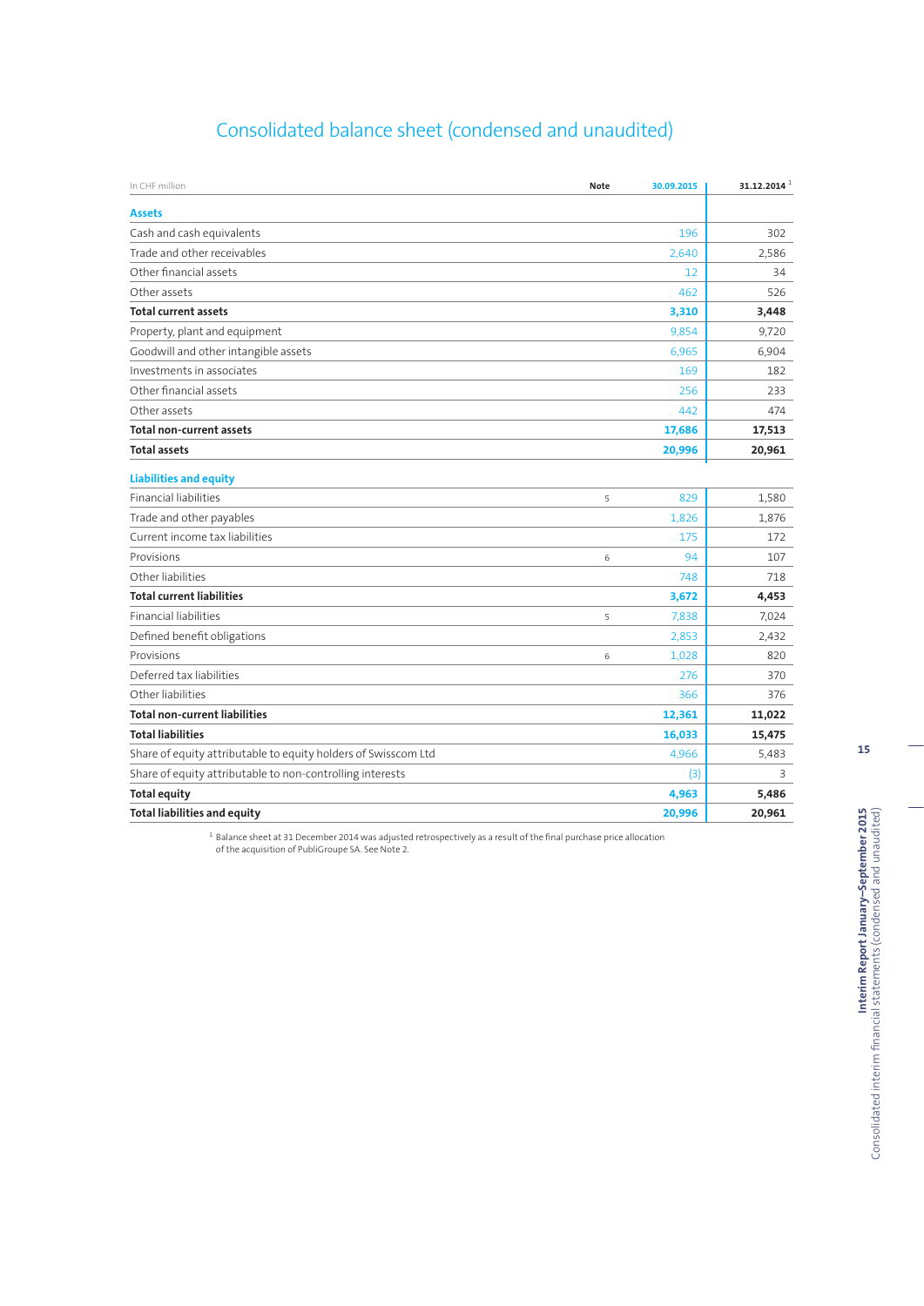# Consolidated balance sheet (condensed and unaudited)

| In CHF million | Note | 30.09.2015 | 31.12.2014 [1] |
|---|---|---|---|
| **Assets** | | | |
| Cash and cash equivalents | | 196 | 302 |
| Trade and other receivables | | 2,640 | 2,586 |
| Other financial assets | | 12 | 34 |
| Other assets | | 462 | 526 |
| **Total current assets** | | **3,310** | **3,448** |
| Property, plant and equipment | | 9,854 | 9,720 |
| Goodwill and other intangible assets | | 6,965 | 6,904 |
| Investments in associates | | 169 | 182 |
| Other financial assets | | 256 | 233 |
| Other assets | | 442 | 474 |
| **Total non-current assets** | | **17,686** | **17,513** |
| **Total assets** | | **20,996** | **20,961** |
| **Liabilities and equity** | | | |
| Financial liabilities | 5 | 829 | 1,580 |
| Trade and other payables | | 1,826 | 1,876 |
| Current income tax liabilities | | 175 | 172 |
| Provisions | 6 | 94 | 107 |
| Other liabilities | | 748 | 718 |
| **Total current liabilities** | | **3,672** | **4,453** |
| Financial liabilities | 5 | 7,838 | 7,024 |
| Defined benefit obligations | | 2,853 | 2,432 |
| Provisions | 6 | 1,028 | 820 |
| Deferred tax liabilities | | 276 | 370 |
| Other liabilities | | 366 | 376 |
| **Total non-current liabilities** | | **12,361** | **11,022** |
| **Total liabilities** | | **16,033** | **15,475** |
| Share of equity attributable to equity holders of Swisscom Ltd | | 4,966 | 5,483 |
| Share of equity attributable to non-controlling interests | | (3) | 3 |
| **Total equity** | | **4,963** | **5,486** |
| **Total liabilities and equity** | | **20,996** | **20,961** |

[1] Balance sheet at 31 December 2014 was adjusted retrospectively as a result of the final purchase price allocation of the acquisition of PubliGroupe SA. See Note 2.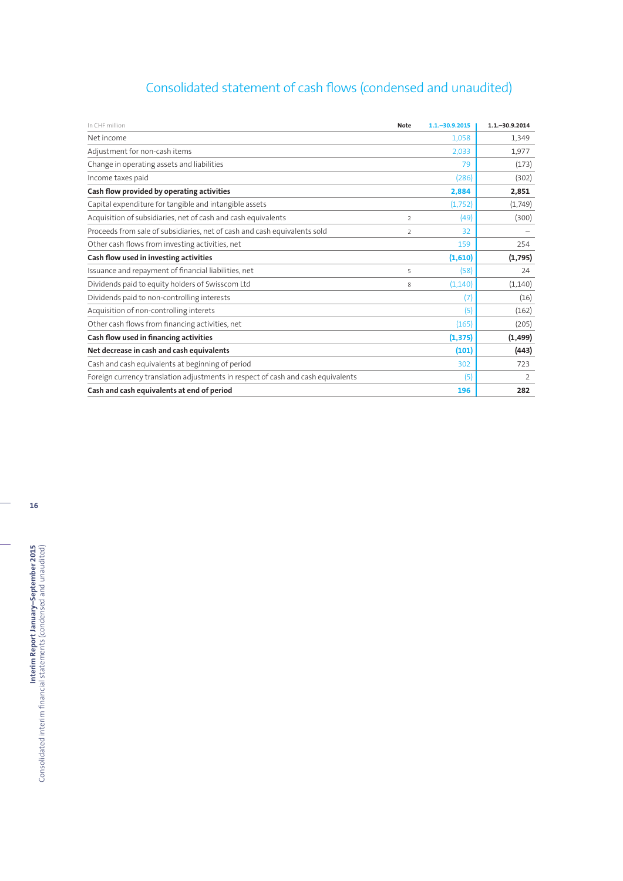# Consolidated statement of cash flows (condensed and unaudited)

| In CHF million | Note | 1.1.–30.9.2015 | 1.1.–30.9.2014 |
|---|---|---|---|
| Net income | | 1,058 | 1,349 |
| Adjustment for non-cash items | | 2,033 | 1,977 |
| Change in operating assets and liabilities | | 79 | (173) |
| Income taxes paid | | (286) | (302) |
| **Cash flow provided by operating activities** | | **2,884** | **2,851** |
| Capital expenditure for tangible and intangible assets | | (1,752) | (1,749) |
| Acquisition of subsidiaries, net of cash and cash equivalents | 2 | (49) | (300) |
| Proceeds from sale of subsidiaries, net of cash and cash equivalents sold | 2 | 32 | – |
| Other cash flows from investing activities, net | | 159 | 254 |
| **Cash flow used in investing activities** | | **(1,610)** | **(1,795)** |
| Issuance and repayment of financial liabilities, net | 5 | (58) | 24 |
| Dividends paid to equity holders of Swisscom Ltd | 8 | (1,140) | (1,140) |
| Dividends paid to non-controlling interests | | (7) | (16) |
| Acquisition of non-controlling interets | | (5) | (162) |
| Other cash flows from financing activities, net | | (165) | (205) |
| **Cash flow used in financing activities** | | **(1,375)** | **(1,499)** |
| **Net decrease in cash and cash equivalents** | | **(101)** | **(443)** |
| Cash and cash equivalents at beginning of period | | 302 | 723 |
| Foreign currency translation adjustments in respect of cash and cash equivalents | | (5) | 2 |
| **Cash and cash equivalents at end of period** | | **196** | **282** |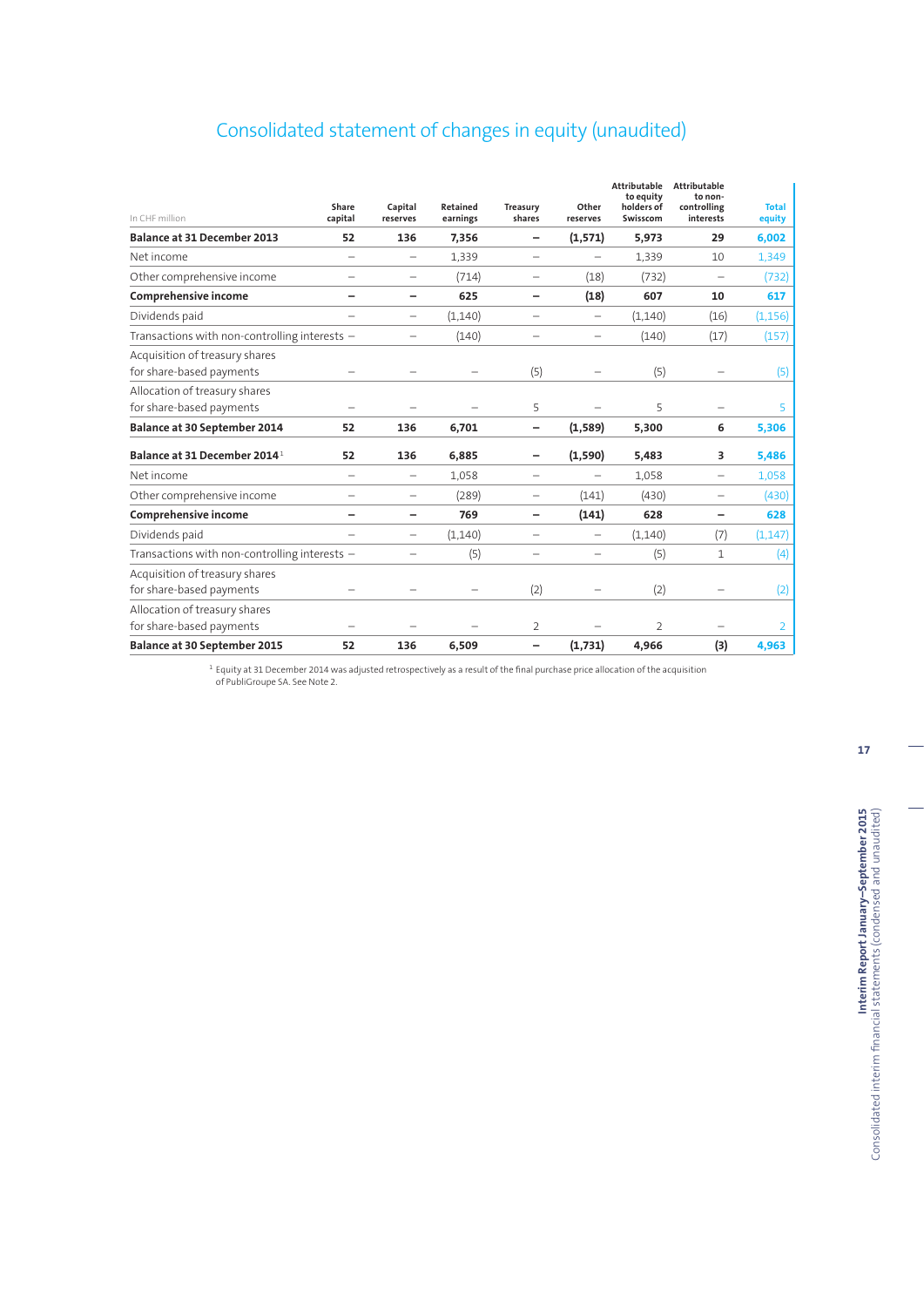# Consolidated statement of changes in equity (unaudited)

| In CHF million | Share capital | Capital reserves | Retained earnings | Treasury shares | Other reserves | Attributable to equity holders of Swisscom | Attributable to non-controlling interests | Total equity |
|---|---|---|---|---|---|---|---|---|
| **Balance at 31 December 2013** | **52** | **136** | **7,356** | **–** | **(1,571)** | **5,973** | **29** | **6,002** |
| Net income | – | – | 1,339 | – | – | 1,339 | 10 | 1,349 |
| Other comprehensive income | – | – | (714) | – | (18) | (732) | – | (732) |
| **Comprehensive income** | **–** | **–** | **625** | **–** | **(18)** | **607** | **10** | **617** |
| Dividends paid | – | – | (1,140) | – | – | (1,140) | (16) | (1,156) |
| Transactions with non-controlling interests | – | – | (140) | – | – | (140) | (17) | (157) |
| Acquisition of treasury shares for share-based payments | – | – | – | (5) | – | (5) | – | (5) |
| Allocation of treasury shares for share-based payments | – | – | – | 5 | – | 5 | – | 5 |
| **Balance at 30 September 2014** | **52** | **136** | **6,701** | **–** | **(1,589)** | **5,300** | **6** | **5,306** |
| **Balance at 31 December 2014** [1] | **52** | **136** | **6,885** | **–** | **(1,590)** | **5,483** | **3** | **5,486** |
| Net income | – | – | 1,058 | – | – | 1,058 | – | 1,058 |
| Other comprehensive income | – | – | (289) | – | (141) | (430) | – | (430) |
| **Comprehensive income** | **–** | **–** | **769** | **–** | **(141)** | **628** | **–** | **628** |
| Dividends paid | – | – | (1,140) | – | – | (1,140) | (7) | (1,147) |
| Transactions with non-controlling interests | – | – | (5) | – | – | (5) | 1 | (4) |
| Acquisition of treasury shares for share-based payments | – | – | – | (2) | – | (2) | – | (2) |
| Allocation of treasury shares for share-based payments | – | – | – | 2 | – | 2 | – | 2 |
| **Balance at 30 September 2015** | **52** | **136** | **6,509** | **–** | **(1,731)** | **4,966** | **(3)** | **4,963** |

[1] Equity at 31 December 2014 was adjusted retrospectively as a result of the final purchase price allocation of the acquisition of PubliGroupe SA. See Note 2.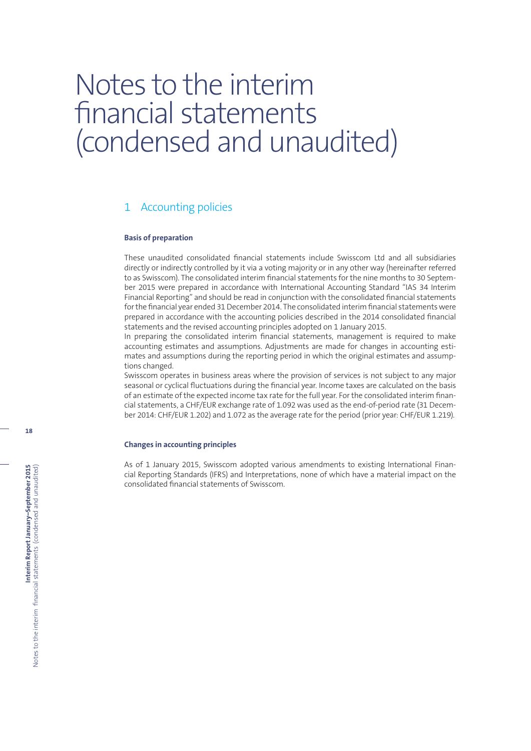# Notes to the interim financial statements (condensed and unaudited)

## 1 Accounting policies

### Basis of preparation

These unaudited consolidated financial statements include Swisscom Ltd and all subsidiaries directly or indirectly controlled by it via a voting majority or in any other way (hereinafter referred to as Swisscom). The consolidated interim financial statements for the nine months to 30 September 2015 were prepared in accordance with International Accounting Standard "IAS 34 Interim Financial Reporting" and should be read in conjunction with the consolidated financial statements for the financial year ended 31 December 2014. The consolidated interim financial statements were prepared in accordance with the accounting policies described in the 2014 consolidated financial statements and the revised accounting principles adopted on 1 January 2015.

In preparing the consolidated interim financial statements, management is required to make accounting estimates and assumptions. Adjustments are made for changes in accounting estimates and assumptions during the reporting period in which the original estimates and assumptions changed.

Swisscom operates in business areas where the provision of services is not subject to any major seasonal or cyclical fluctuations during the financial year. Income taxes are calculated on the basis of an estimate of the expected income tax rate for the full year. For the consolidated interim financial statements, a CHF/EUR exchange rate of 1.092 was used as the end-of-period rate (31 December 2014: CHF/EUR 1.202) and 1.072 as the average rate for the period (prior year: CHF/EUR 1.219).

### Changes in accounting principles

As of 1 January 2015, Swisscom adopted various amendments to existing International Financial Reporting Standards (IFRS) and Interpretations, none of which have a material impact on the consolidated financial statements of Swisscom.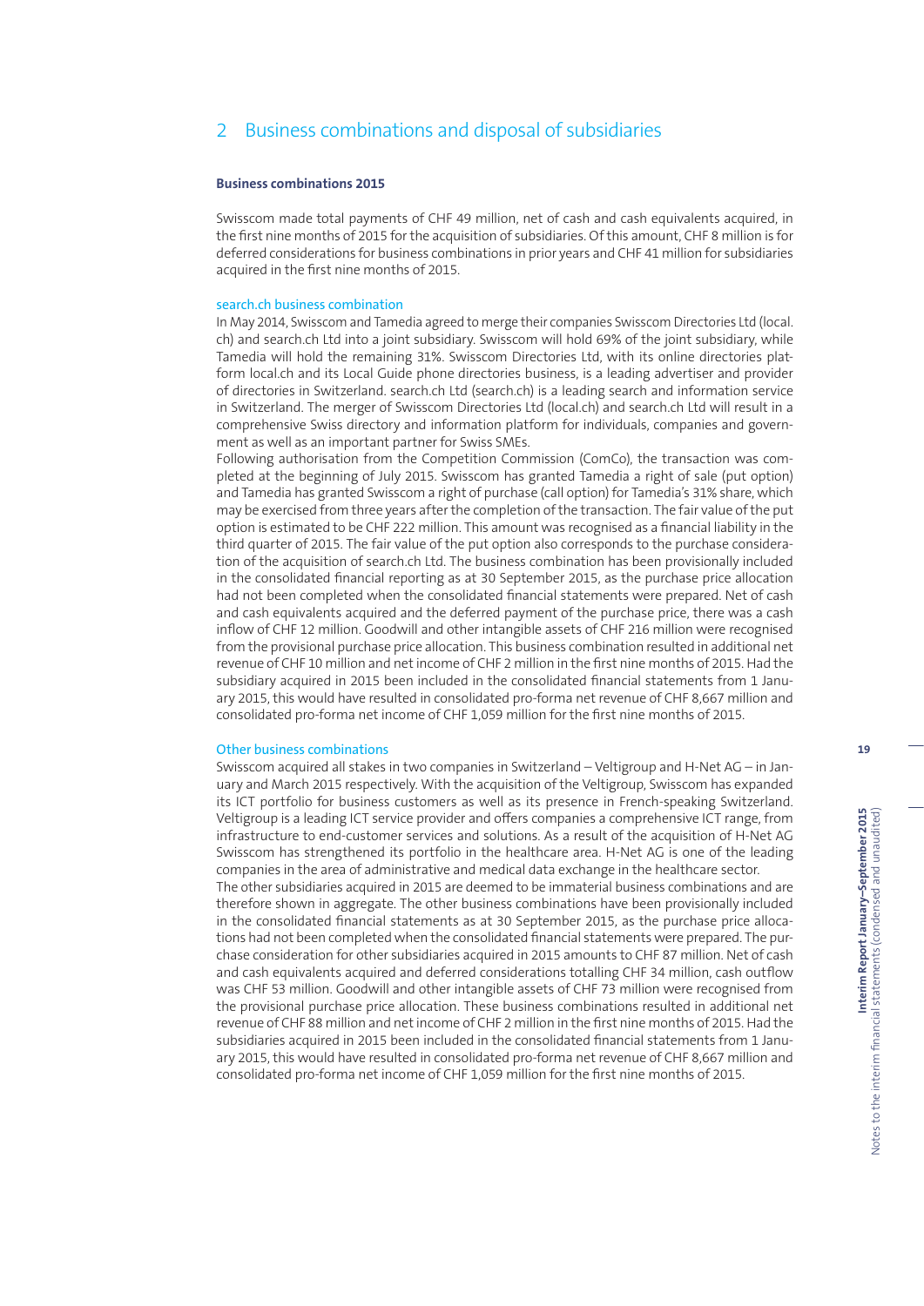## 2 Business combinations and disposal of subsidiaries

### Business combinations 2015

Swisscom made total payments of CHF 49 million, net of cash and cash equivalents acquired, in the first nine months of 2015 for the acquisition of subsidiaries. Of this amount, CHF 8 million is for deferred considerations for business combinations in prior years and CHF 41 million for subsidiaries acquired in the first nine months of 2015.

#### search.ch business combination

In May 2014, Swisscom and Tamedia agreed to merge their companies Swisscom Directories Ltd (local.ch) and search.ch Ltd into a joint subsidiary. Swisscom will hold 69% of the joint subsidiary, while Tamedia will hold the remaining 31%. Swisscom Directories Ltd, with its online directories platform local.ch and its Local Guide phone directories business, is a leading advertiser and provider of directories in Switzerland. search.ch Ltd (search.ch) is a leading search and information service in Switzerland. The merger of Swisscom Directories Ltd (local.ch) and search.ch Ltd will result in a comprehensive Swiss directory and information platform for individuals, companies and government as well as an important partner for Swiss SMEs.

Following authorisation from the Competition Commission (ComCo), the transaction was completed at the beginning of July 2015. Swisscom has granted Tamedia a right of sale (put option) and Tamedia has granted Swisscom a right of purchase (call option) for Tamedia's 31% share, which may be exercised from three years after the completion of the transaction. The fair value of the put option is estimated to be CHF 222 million. This amount was recognised as a financial liability in the third quarter of 2015. The fair value of the put option also corresponds to the purchase consideration of the acquisition of search.ch Ltd. The business combination has been provisionally included in the consolidated financial reporting as at 30 September 2015, as the purchase price allocation had not been completed when the consolidated financial statements were prepared. Net of cash and cash equivalents acquired and the deferred payment of the purchase price, there was a cash inflow of CHF 12 million. Goodwill and other intangible assets of CHF 216 million were recognised from the provisional purchase price allocation. This business combination resulted in additional net revenue of CHF 10 million and net income of CHF 2 million in the first nine months of 2015. Had the subsidiary acquired in 2015 been included in the consolidated financial statements from 1 January 2015, this would have resulted in consolidated pro-forma net revenue of CHF 8,667 million and consolidated pro-forma net income of CHF 1,059 million for the first nine months of 2015.

#### Other business combinations

Swisscom acquired all stakes in two companies in Switzerland – Veltigroup and H-Net AG – in January and March 2015 respectively. With the acquisition of the Veltigroup, Swisscom has expanded its ICT portfolio for business customers as well as its presence in French-speaking Switzerland. Veltigroup is a leading ICT service provider and offers companies a comprehensive ICT range, from infrastructure to end-customer services and solutions. As a result of the acquisition of H-Net AG Swisscom has strengthened its portfolio in the healthcare area. H-Net AG is one of the leading companies in the area of administrative and medical data exchange in the healthcare sector.

The other subsidiaries acquired in 2015 are deemed to be immaterial business combinations and are therefore shown in aggregate. The other business combinations have been provisionally included in the consolidated financial statements as at 30 September 2015, as the purchase price allocations had not been completed when the consolidated financial statements were prepared. The purchase consideration for other subsidiaries acquired in 2015 amounts to CHF 87 million. Net of cash and cash equivalents acquired and deferred considerations totalling CHF 34 million, cash outflow was CHF 53 million. Goodwill and other intangible assets of CHF 73 million were recognised from the provisional purchase price allocation. These business combinations resulted in additional net revenue of CHF 88 million and net income of CHF 2 million in the first nine months of 2015. Had the subsidiaries acquired in 2015 been included in the consolidated financial statements from 1 January 2015, this would have resulted in consolidated pro-forma net revenue of CHF 8,667 million and consolidated pro-forma net income of CHF 1,059 million for the first nine months of 2015.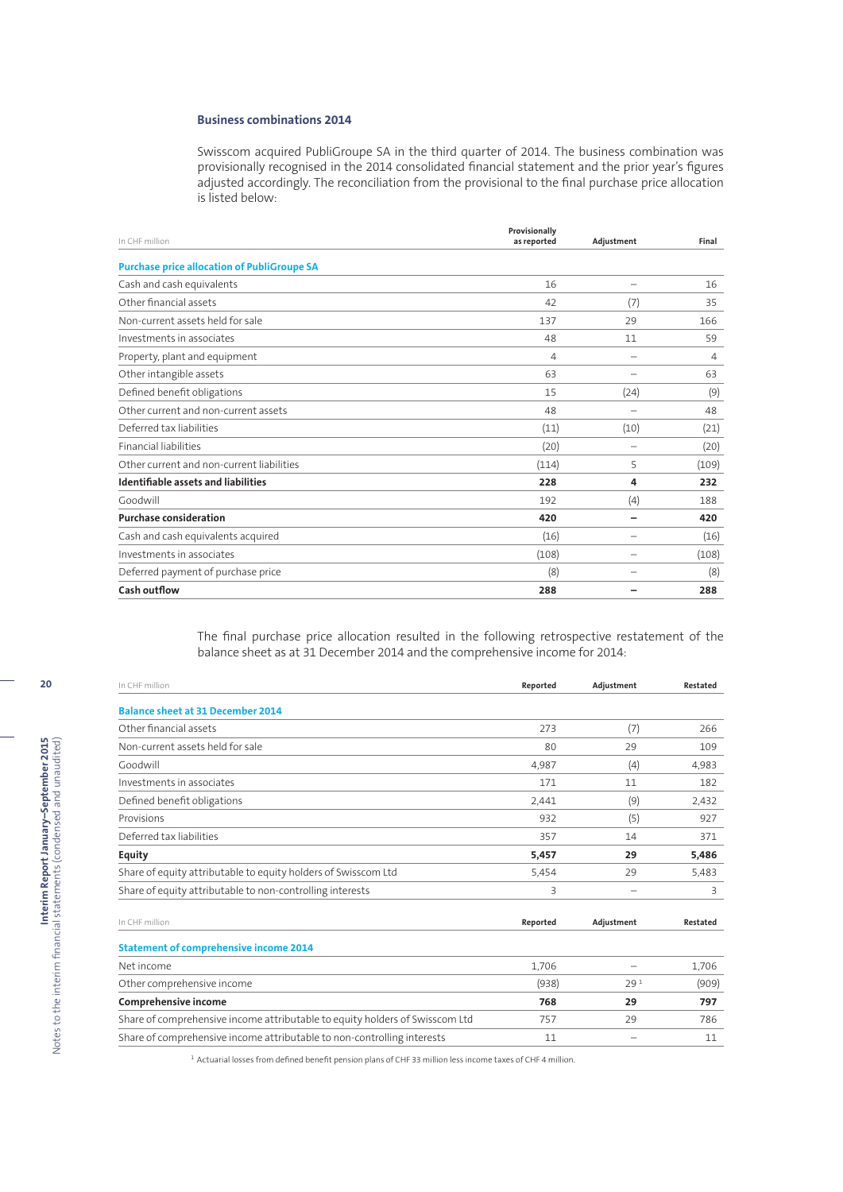### Business combinations 2014

Swisscom acquired PubliGroupe SA in the third quarter of 2014. The business combination was provisionally recognised in the 2014 consolidated financial statement and the prior year's figures adjusted accordingly. The reconciliation from the provisional to the final purchase price allocation is listed below:

| In CHF million | Provisionally as reported | Adjustment | Final |
|---|---|---|---|
| **Purchase price allocation of PubliGroupe SA** | | | |
| Cash and cash equivalents | 16 | – | 16 |
| Other financial assets | 42 | (7) | 35 |
| Non-current assets held for sale | 137 | 29 | 166 |
| Investments in associates | 48 | 11 | 59 |
| Property, plant and equipment | 4 | – | 4 |
| Other intangible assets | 63 | – | 63 |
| Defined benefit obligations | 15 | (24) | (9) |
| Other current and non-current assets | 48 | – | 48 |
| Deferred tax liabilities | (11) | (10) | (21) |
| Financial liabilities | (20) | – | (20) |
| Other current and non-current liabilities | (114) | 5 | (109) |
| **Identifiable assets and liabilities** | **228** | **4** | **232** |
| Goodwill | 192 | (4) | 188 |
| **Purchase consideration** | **420** | **–** | **420** |
| Cash and cash equivalents acquired | (16) | – | (16) |
| Investments in associates | (108) | – | (108) |
| Deferred payment of purchase price | (8) | – | (8) |
| **Cash outflow** | **288** | **–** | **288** |

The final purchase price allocation resulted in the following retrospective restatement of the balance sheet as at 31 December 2014 and the comprehensive income for 2014:

| In CHF million | Reported | Adjustment | Restated |
|---|---|---|---|
| **Balance sheet at 31 December 2014** | | | |
| Other financial assets | 273 | (7) | 266 |
| Non-current assets held for sale | 80 | 29 | 109 |
| Goodwill | 4,987 | (4) | 4,983 |
| Investments in associates | 171 | 11 | 182 |
| Defined benefit obligations | 2,441 | (9) | 2,432 |
| Provisions | 932 | (5) | 927 |
| Deferred tax liabilities | 357 | 14 | 371 |
| **Equity** | **5,457** | **29** | **5,486** |
| Share of equity attributable to equity holders of Swisscom Ltd | 5,454 | 29 | 5,483 |
| Share of equity attributable to non-controlling interests | 3 | – | 3 |

| In CHF million | Reported | Adjustment | Restated |
|---|---|---|---|
| **Statement of comprehensive income 2014** | | | |
| Net income | 1,706 | – | 1,706 |
| Other comprehensive income | (938) | 29 [1] | (909) |
| **Comprehensive income** | **768** | **29** | **797** |
| Share of comprehensive income attributable to equity holders of Swisscom Ltd | 757 | 29 | 786 |
| Share of comprehensive income attributable to non-controlling interests | 11 | – | 11 |

[1] Actuarial losses from defined benefit pension plans of CHF 33 million less income taxes of CHF 4 million.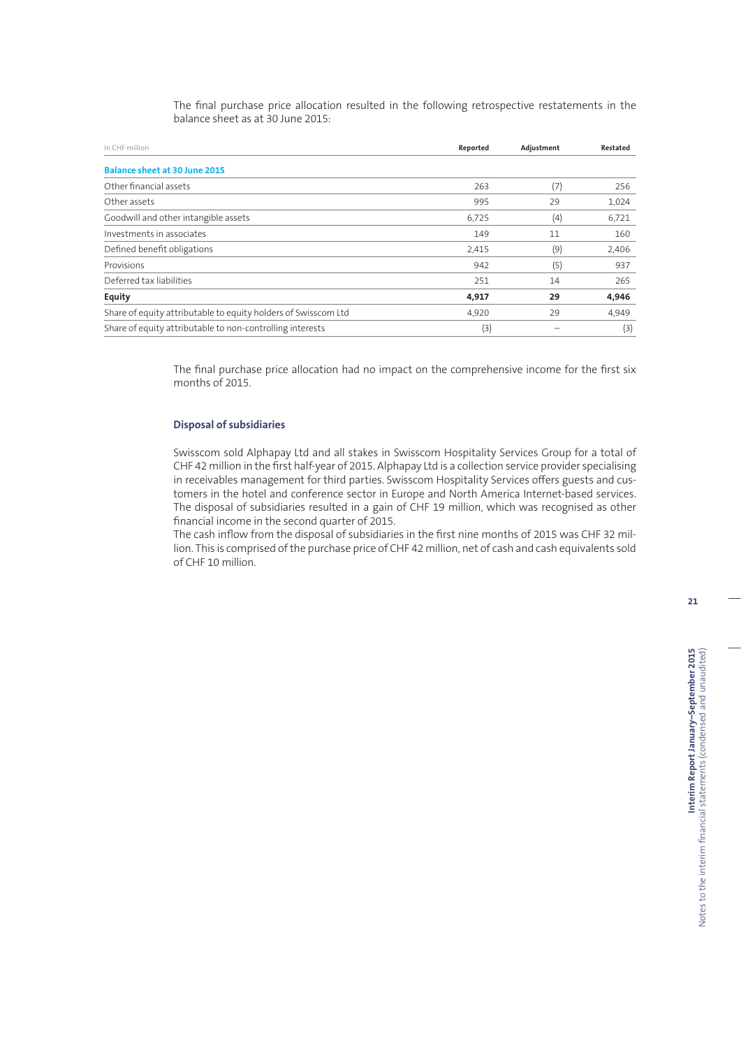The final purchase price allocation resulted in the following retrospective restatements in the balance sheet as at 30 June 2015:

| In CHF million | Reported | Adjustment | Restated |
|---|---|---|---|
| **Balance sheet at 30 June 2015** | | | |
| Other financial assets | 263 | (7) | 256 |
| Other assets | 995 | 29 | 1,024 |
| Goodwill and other intangible assets | 6,725 | (4) | 6,721 |
| Investments in associates | 149 | 11 | 160 |
| Defined benefit obligations | 2,415 | (9) | 2,406 |
| Provisions | 942 | (5) | 937 |
| Deferred tax liabilities | 251 | 14 | 265 |
| **Equity** | **4,917** | **29** | **4,946** |
| Share of equity attributable to equity holders of Swisscom Ltd | 4,920 | 29 | 4,949 |
| Share of equity attributable to non-controlling interests | (3) | – | (3) |

The final purchase price allocation had no impact on the comprehensive income for the first six months of 2015.

### Disposal of subsidiaries

Swisscom sold Alphapay Ltd and all stakes in Swisscom Hospitality Services Group for a total of CHF 42 million in the first half-year of 2015. Alphapay Ltd is a collection service provider specialising in receivables management for third parties. Swisscom Hospitality Services offers guests and customers in the hotel and conference sector in Europe and North America Internet-based services. The disposal of subsidiaries resulted in a gain of CHF 19 million, which was recognised as other financial income in the second quarter of 2015.

The cash inflow from the disposal of subsidiaries in the first nine months of 2015 was CHF 32 million. This is comprised of the purchase price of CHF 42 million, net of cash and cash equivalents sold of CHF 10 million.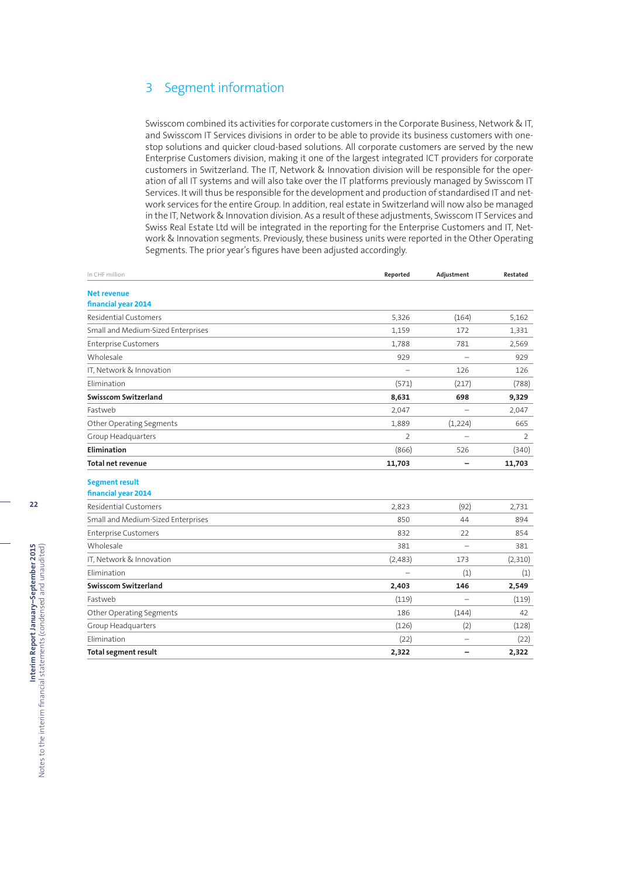## 3 Segment information

Swisscom combined its activities for corporate customers in the Corporate Business, Network & IT, and Swisscom IT Services divisions in order to be able to provide its business customers with one-stop solutions and quicker cloud-based solutions. All corporate customers are served by the new Enterprise Customers division, making it one of the largest integrated ICT providers for corporate customers in Switzerland. The IT, Network & Innovation division will be responsible for the operation of all IT systems and will also take over the IT platforms previously managed by Swisscom IT Services. It will thus be responsible for the development and production of standardised IT and network services for the entire Group. In addition, real estate in Switzerland will now also be managed in the IT, Network & Innovation division. As a result of these adjustments, Swisscom IT Services and Swiss Real Estate Ltd will be integrated in the reporting for the Enterprise Customers and IT, Network & Innovation segments. Previously, these business units were reported in the Other Operating Segments. The prior year's figures have been adjusted accordingly.

| In CHF million | Reported | Adjustment | Restated |
|---|---|---|---|
| **Net revenue financial year 2014** | | | |
| Residential Customers | 5,326 | (164) | 5,162 |
| Small and Medium-Sized Enterprises | 1,159 | 172 | 1,331 |
| Enterprise Customers | 1,788 | 781 | 2,569 |
| Wholesale | 929 | – | 929 |
| IT, Network & Innovation | – | 126 | 126 |
| Elimination | (571) | (217) | (788) |
| **Swisscom Switzerland** | **8,631** | **698** | **9,329** |
| Fastweb | 2,047 | – | 2,047 |
| Other Operating Segments | 1,889 | (1,224) | 665 |
| Group Headquarters | 2 | – | 2 |
| **Elimination** | (866) | 526 | (340) |
| **Total net revenue** | **11,703** | **–** | **11,703** |
| **Segment result financial year 2014** | | | |
| Residential Customers | 2,823 | (92) | 2,731 |
| Small and Medium-Sized Enterprises | 850 | 44 | 894 |
| Enterprise Customers | 832 | 22 | 854 |
| Wholesale | 381 | – | 381 |
| IT, Network & Innovation | (2,483) | 173 | (2,310) |
| Elimination | – | (1) | (1) |
| **Swisscom Switzerland** | **2,403** | **146** | **2,549** |
| Fastweb | (119) | – | (119) |
| Other Operating Segments | 186 | (144) | 42 |
| Group Headquarters | (126) | (2) | (128) |
| Elimination | (22) | – | (22) |
| **Total segment result** | **2,322** | **–** | **2,322** |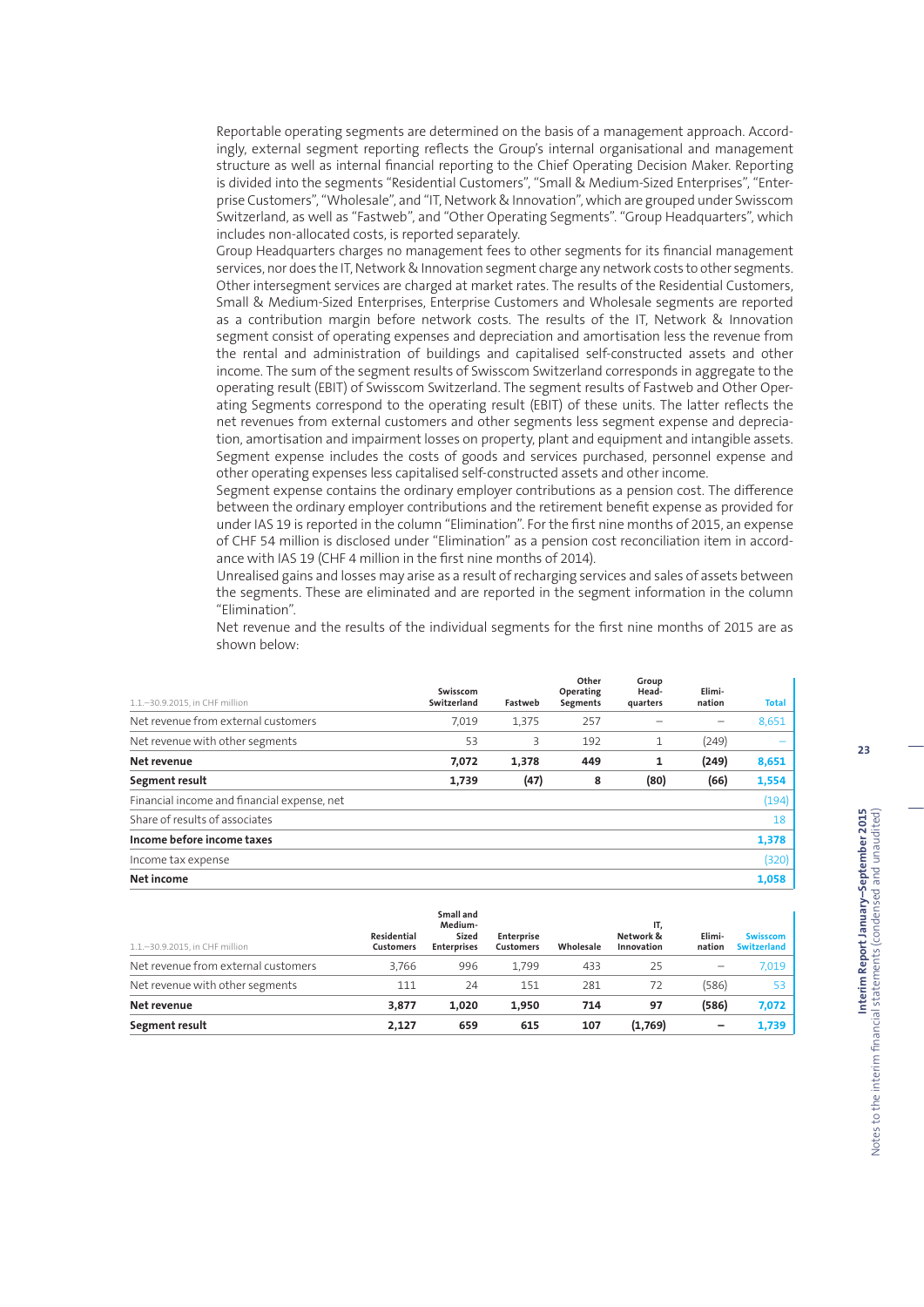Reportable operating segments are determined on the basis of a management approach. Accordingly, external segment reporting reflects the Group's internal organisational and management structure as well as internal financial reporting to the Chief Operating Decision Maker. Reporting is divided into the segments "Residential Customers", "Small & Medium-Sized Enterprises", "Enterprise Customers", "Wholesale", and "IT, Network & Innovation", which are grouped under Swisscom Switzerland, as well as "Fastweb", and "Other Operating Segments". "Group Headquarters", which includes non-allocated costs, is reported separately.

Group Headquarters charges no management fees to other segments for its financial management services, nor does the IT, Network & Innovation segment charge any network costs to other segments. Other intersegment services are charged at market rates. The results of the Residential Customers, Small & Medium-Sized Enterprises, Enterprise Customers and Wholesale segments are reported as a contribution margin before network costs. The results of the IT, Network & Innovation segment consist of operating expenses and depreciation and amortisation less the revenue from the rental and administration of buildings and capitalised self-constructed assets and other income. The sum of the segment results of Swisscom Switzerland corresponds in aggregate to the operating result (EBIT) of Swisscom Switzerland. The segment results of Fastweb and Other Operating Segments correspond to the operating result (EBIT) of these units. The latter reflects the net revenues from external customers and other segments less segment expense and depreciation, amortisation and impairment losses on property, plant and equipment and intangible assets. Segment expense includes the costs of goods and services purchased, personnel expense and other operating expenses less capitalised self-constructed assets and other income.

Segment expense contains the ordinary employer contributions as a pension cost. The difference between the ordinary employer contributions and the retirement benefit expense as provided for under IAS 19 is reported in the column "Elimination". For the first nine months of 2015, an expense of CHF 54 million is disclosed under "Elimination" as a pension cost reconciliation item in accordance with IAS 19 (CHF 4 million in the first nine months of 2014).

Unrealised gains and losses may arise as a result of recharging services and sales of assets between the segments. These are eliminated and are reported in the segment information in the column "Elimination".

Net revenue and the results of the individual segments for the first nine months of 2015 are as shown below:

| 1.1.–30.9.2015, in CHF million | Swisscom Switzerland | Fastweb | Other Operating Segments | Group Head-quarters | Elimi-nation | Total |
|---|---|---|---|---|---|---|
| Net revenue from external customers | 7,019 | 1,375 | 257 | – | – | 8,651 |
| Net revenue with other segments | 53 | 3 | 192 | 1 | (249) | – |
| **Net revenue** | **7,072** | **1,378** | **449** | **1** | **(249)** | **8,651** |
| **Segment result** | **1,739** | **(47)** | **8** | **(80)** | **(66)** | **1,554** |
| Financial income and financial expense, net | | | | | | (194) |
| Share of results of associates | | | | | | 18 |
| **Income before income taxes** | | | | | | **1,378** |
| Income tax expense | | | | | | (320) |
| **Net income** | | | | | | **1,058** |

| 1.1.–30.9.2015, in CHF million | Residential Customers | Small and Medium-Sized Enterprises | Enterprise Customers | Wholesale | IT, Network & Innovation | Elimi-nation | Swisscom Switzerland |
|---|---|---|---|---|---|---|---|
| Net revenue from external customers | 3,766 | 996 | 1,799 | 433 | 25 | – | 7,019 |
| Net revenue with other segments | 111 | 24 | 151 | 281 | 72 | (586) | 53 |
| **Net revenue** | **3,877** | **1,020** | **1,950** | **714** | **97** | **(586)** | **7,072** |
| **Segment result** | **2,127** | **659** | **615** | **107** | **(1,769)** | **–** | **1,739** |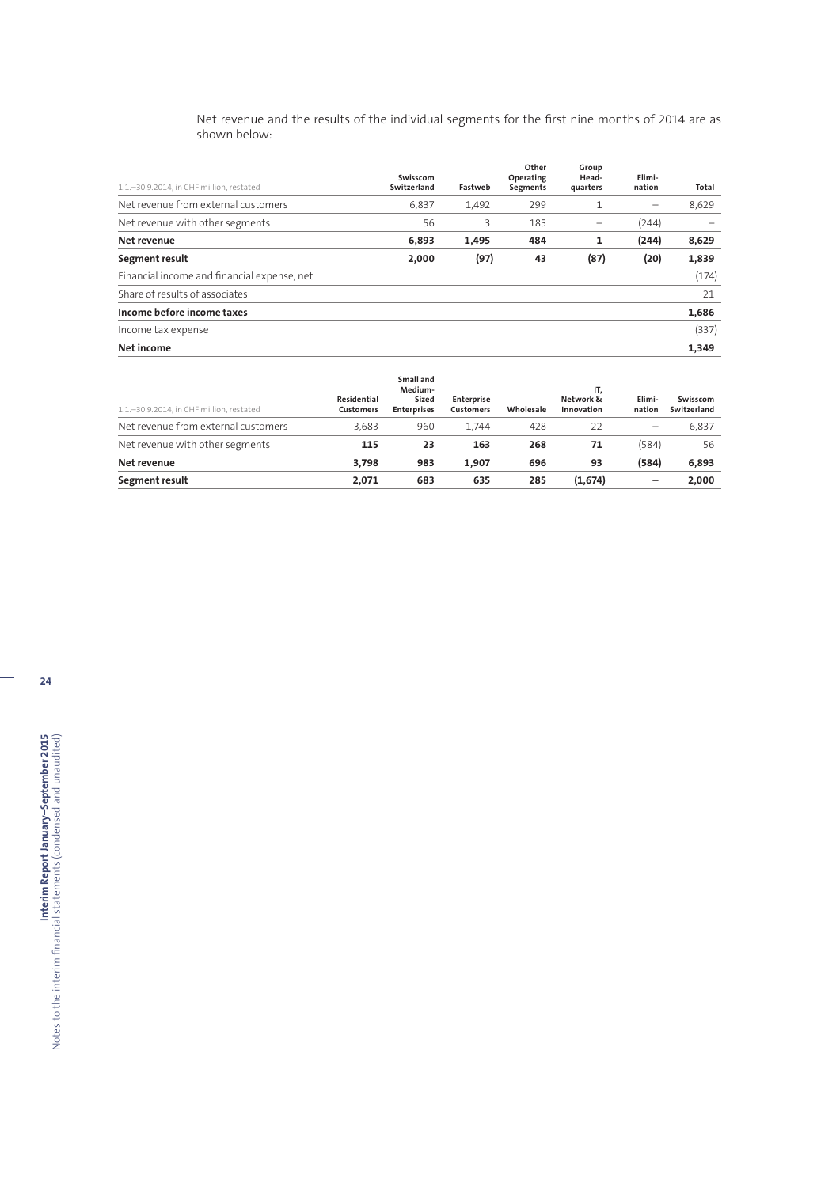Net revenue and the results of the individual segments for the first nine months of 2014 are as shown below:

| 1.1.–30.9.2014, in CHF million, restated | Swisscom Switzerland | Fastweb | Other Operating Segments | Group Head-quarters | Elimi-nation | Total |
|---|---|---|---|---|---|---|
| Net revenue from external customers | 6,837 | 1,492 | 299 | 1 | – | 8,629 |
| Net revenue with other segments | 56 | 3 | 185 | – | (244) | – |
| **Net revenue** | **6,893** | **1,495** | **484** | **1** | **(244)** | **8,629** |
| **Segment result** | **2,000** | **(97)** | **43** | **(87)** | **(20)** | **1,839** |
| Financial income and financial expense, net | | | | | | (174) |
| Share of results of associates | | | | | | 21 |
| **Income before income taxes** | | | | | | **1,686** |
| Income tax expense | | | | | | (337) |
| **Net income** | | | | | | **1,349** |

| 1.1.–30.9.2014, in CHF million, restated | Residential Customers | Small and Medium-Sized Enterprises | Enterprise Customers | Wholesale | IT, Network & Innovation | Elimi-nation | Swisscom Switzerland |
|---|---|---|---|---|---|---|---|
| Net revenue from external customers | 3,683 | 960 | 1,744 | 428 | 22 | – | 6,837 |
| Net revenue with other segments | **115** | **23** | **163** | **268** | **71** | (584) | 56 |
| **Net revenue** | **3,798** | **983** | **1,907** | **696** | **93** | **(584)** | **6,893** |
| **Segment result** | **2,071** | **683** | **635** | **285** | **(1,674)** | **–** | **2,000** |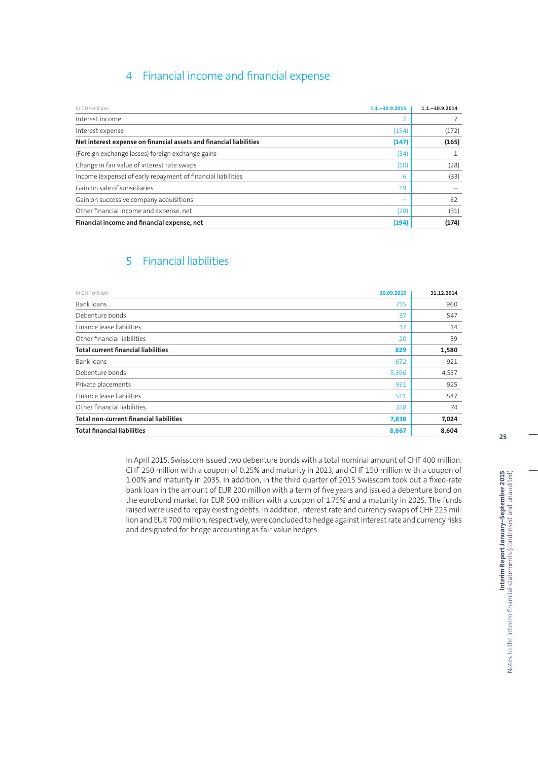## 4 Financial income and financial expense

| In CHF million | 1.1.–30.9.2015 | 1.1.–30.9.2014 |
|---|---|---|
| Interest income | 7 | 7 |
| Interest expense | (154) | (172) |
| **Net interest expense on financial assets and financial liabilities** | **(147)** | **(165)** |
| (Foreign exchange losses) foreign exchange gains | (34) | 1 |
| Change in fair value of interest rate swaps | (10) | (28) |
| Income (expense) of early repayment of financial liabilities | 6 | (33) |
| Gain on sale of subsidiaries | 19 | – |
| Gain on successive company acquisitions | – | 82 |
| Other financial income and expense, net | (28) | (31) |
| **Financial income and financial expense, net** | **(194)** | **(174)** |

## 5 Financial liabilities

| In CHF million | 30.09.2015 | 31.12.2014 |
|---|---|---|
| Bank loans | 755 | 960 |
| Debenture bonds | 37 | 547 |
| Finance lease liabilities | 17 | 14 |
| Other financial liabilities | 20 | 59 |
| **Total current financial liabilities** | **829** | **1,580** |
| Bank loans | 672 | 921 |
| Debenture bonds | 5,396 | 4,557 |
| Private placements | 931 | 925 |
| Finance lease liabilities | 511 | 547 |
| Other financial liabilities | 328 | 74 |
| **Total non-current financial liabilities** | **7,838** | **7,024** |
| **Total financial liabilities** | **8,667** | **8,604** |

In April 2015, Swisscom issued two debenture bonds with a total nominal amount of CHF 400 million: CHF 250 million with a coupon of 0.25% and maturity in 2023, and CHF 150 million with a coupon of 1.00% and maturity in 2035. In addition, in the third quarter of 2015 Swisscom took out a fixed-rate bank loan in the amount of EUR 200 million with a term of five years and issued a debenture bond on the eurobond market for EUR 500 million with a coupon of 1.75% and a maturity in 2025. The funds raised were used to repay existing debts. In addition, interest rate and currency swaps of CHF 225 million and EUR 700 million, respectively, were concluded to hedge against interest rate and currency risks and designated for hedge accounting as fair value hedges.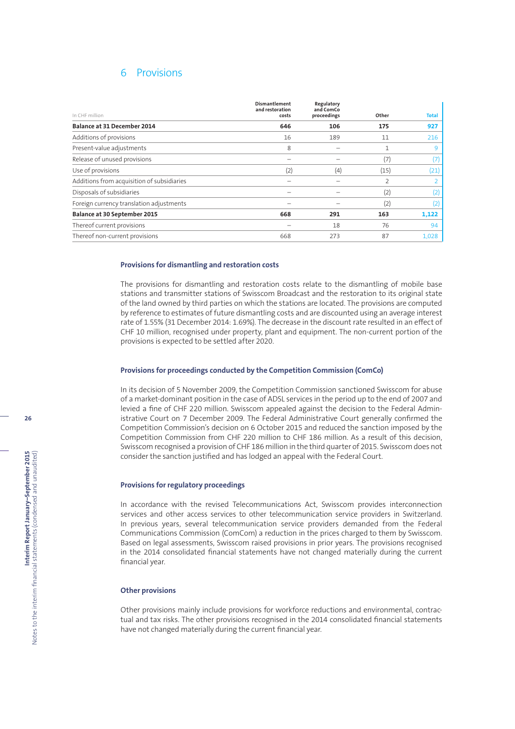## 6 Provisions

| In CHF million | Dismantlement and restoration costs | Regulatory and ComCo proceedings | Other | Total |
|---|---|---|---|---|
| **Balance at 31 December 2014** | **646** | **106** | **175** | **927** |
| Additions of provisions | 16 | 189 | 11 | 216 |
| Present-value adjustments | 8 | – | 1 | 9 |
| Release of unused provisions | – | – | (7) | (7) |
| Use of provisions | (2) | (4) | (15) | (21) |
| Additions from acquisition of subsidiaries | – | – | 2 | 2 |
| Disposals of subsidiaries | – | – | (2) | (2) |
| Foreign currency translation adjustments | – | – | (2) | (2) |
| **Balance at 30 September 2015** | **668** | **291** | **163** | **1,122** |
| Thereof current provisions | – | 18 | 76 | 94 |
| Thereof non-current provisions | 668 | 273 | 87 | 1,028 |

### Provisions for dismantling and restoration costs

The provisions for dismantling and restoration costs relate to the dismantling of mobile base stations and transmitter stations of Swisscom Broadcast and the restoration to its original state of the land owned by third parties on which the stations are located. The provisions are computed by reference to estimates of future dismantling costs and are discounted using an average interest rate of 1.55% (31 December 2014: 1.69%). The decrease in the discount rate resulted in an effect of CHF 10 million, recognised under property, plant and equipment. The non-current portion of the provisions is expected to be settled after 2020.

### Provisions for proceedings conducted by the Competition Commission (ComCo)

In its decision of 5 November 2009, the Competition Commission sanctioned Swisscom for abuse of a market-dominant position in the case of ADSL services in the period up to the end of 2007 and levied a fine of CHF 220 million. Swisscom appealed against the decision to the Federal Administrative Court on 7 December 2009. The Federal Administrative Court generally confirmed the Competition Commission's decision on 6 October 2015 and reduced the sanction imposed by the Competition Commission from CHF 220 million to CHF 186 million. As a result of this decision, Swisscom recognised a provision of CHF 186 million in the third quarter of 2015. Swisscom does not consider the sanction justified and has lodged an appeal with the Federal Court.

### Provisions for regulatory proceedings

In accordance with the revised Telecommunications Act, Swisscom provides interconnection services and other access services to other telecommunication service providers in Switzerland. In previous years, several telecommunication service providers demanded from the Federal Communications Commission (ComCom) a reduction in the prices charged to them by Swisscom. Based on legal assessments, Swisscom raised provisions in prior years. The provisions recognised in the 2014 consolidated financial statements have not changed materially during the current financial year.

### Other provisions

Other provisions mainly include provisions for workforce reductions and environmental, contractual and tax risks. The other provisions recognised in the 2014 consolidated financial statements have not changed materially during the current financial year.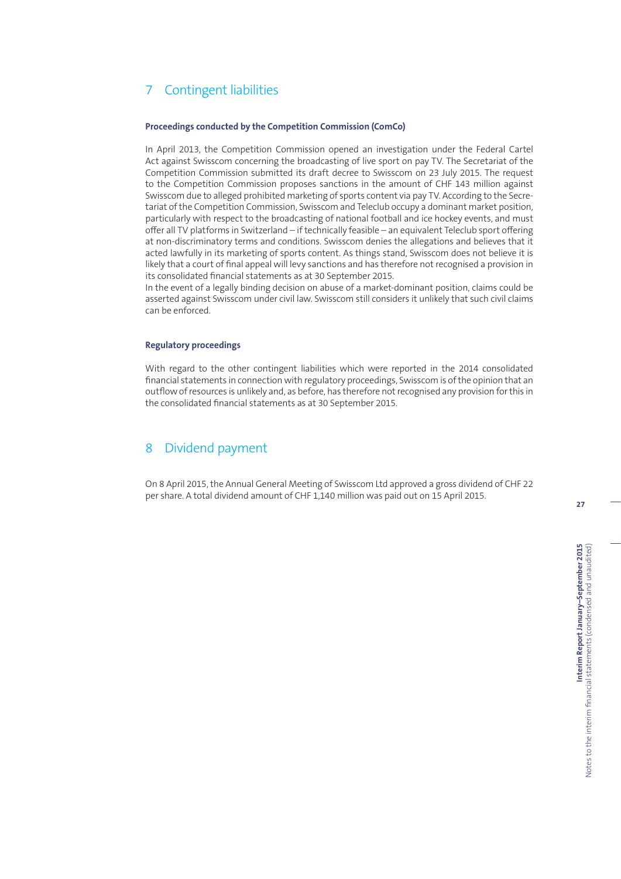## 7 Contingent liabilities

### Proceedings conducted by the Competition Commission (ComCo)

In April 2013, the Competition Commission opened an investigation under the Federal Cartel Act against Swisscom concerning the broadcasting of live sport on pay TV. The Secretariat of the Competition Commission submitted its draft decree to Swisscom on 23 July 2015. The request to the Competition Commission proposes sanctions in the amount of CHF 143 million against Swisscom due to alleged prohibited marketing of sports content via pay TV. According to the Secretariat of the Competition Commission, Swisscom and Teleclub occupy a dominant market position, particularly with respect to the broadcasting of national football and ice hockey events, and must offer all TV platforms in Switzerland – if technically feasible – an equivalent Teleclub sport offering at non-discriminatory terms and conditions. Swisscom denies the allegations and believes that it acted lawfully in its marketing of sports content. As things stand, Swisscom does not believe it is likely that a court of final appeal will levy sanctions and has therefore not recognised a provision in its consolidated financial statements as at 30 September 2015.
In the event of a legally binding decision on abuse of a market-dominant position, claims could be asserted against Swisscom under civil law. Swisscom still considers it unlikely that such civil claims can be enforced.

### Regulatory proceedings

With regard to the other contingent liabilities which were reported in the 2014 consolidated financial statements in connection with regulatory proceedings, Swisscom is of the opinion that an outflow of resources is unlikely and, as before, has therefore not recognised any provision for this in the consolidated financial statements as at 30 September 2015.

## 8 Dividend payment

On 8 April 2015, the Annual General Meeting of Swisscom Ltd approved a gross dividend of CHF 22 per share. A total dividend amount of CHF 1,140 million was paid out on 15 April 2015.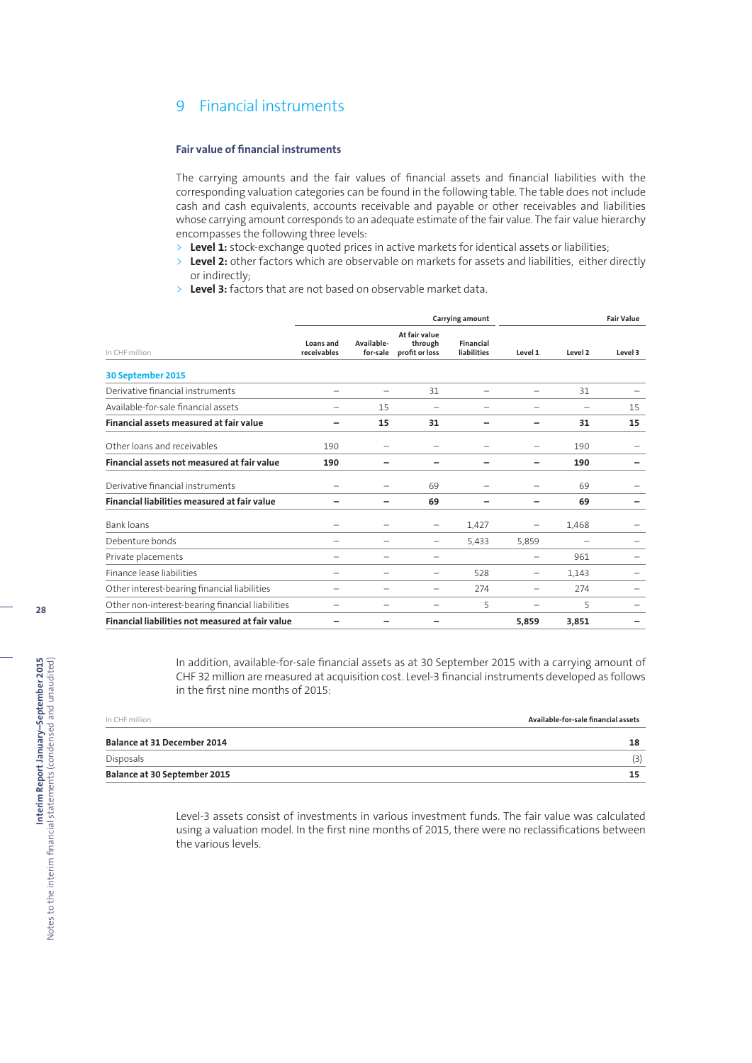## 9 Financial instruments

### Fair value of financial instruments

The carrying amounts and the fair values of financial assets and financial liabilities with the corresponding valuation categories can be found in the following table. The table does not include cash and cash equivalents, accounts receivable and payable or other receivables and liabilities whose carrying amount corresponds to an adequate estimate of the fair value. The fair value hierarchy encompasses the following three levels:

- **Level 1:** stock-exchange quoted prices in active markets for identical assets or liabilities;
- **Level 2:** other factors which are observable on markets for assets and liabilities, either directly or indirectly;
- **Level 3:** factors that are not based on observable market data.

| | Carrying amount | | | | Fair Value | | |
|---|---|---|---|---|---|---|---|
| In CHF million | Loans and receivables | Available-for-sale | At fair value through profit or loss | Financial liabilities | Level 1 | Level 2 | Level 3 |
| **30 September 2015** | | | | | | | |
| Derivative financial instruments | – | – | 31 | – | – | 31 | – |
| Available-for-sale financial assets | – | 15 | – | – | – | – | 15 |
| **Financial assets measured at fair value** | **–** | **15** | **31** | **–** | **–** | **31** | **15** |
| Other loans and receivables | 190 | – | – | – | – | 190 | – |
| **Financial assets not measured at fair value** | **190** | **–** | **–** | **–** | **–** | **190** | **–** |
| Derivative financial instruments | – | – | 69 | – | – | 69 | – |
| **Financial liabilities measured at fair value** | **–** | **–** | **69** | **–** | **–** | **69** | **–** |
| Bank loans | – | – | – | 1,427 | – | 1,468 | – |
| Debenture bonds | – | – | – | 5,433 | 5,859 | – | – |
| Private placements | – | – | – | | – | 961 | – |
| Finance lease liabilities | – | – | – | 528 | – | 1,143 | – |
| Other interest-bearing financial liabilities | – | – | – | 274 | – | 274 | – |
| Other non-interest-bearing financial liabilities | – | – | – | 5 | – | 5 | – |
| **Financial liabilities not measured at fair value** | **–** | **–** | **–** | | **5,859** | **3,851** | **–** |

In addition, available-for-sale financial assets as at 30 September 2015 with a carrying amount of CHF 32 million are measured at acquisition cost. Level-3 financial instruments developed as follows in the first nine months of 2015:

| In CHF million | Available-for-sale financial assets |
|---|---|
| **Balance at 31 December 2014** | **18** |
| Disposals | (3) |
| **Balance at 30 September 2015** | **15** |

Level-3 assets consist of investments in various investment funds. The fair value was calculated using a valuation model. In the first nine months of 2015, there were no reclassifications between the various levels.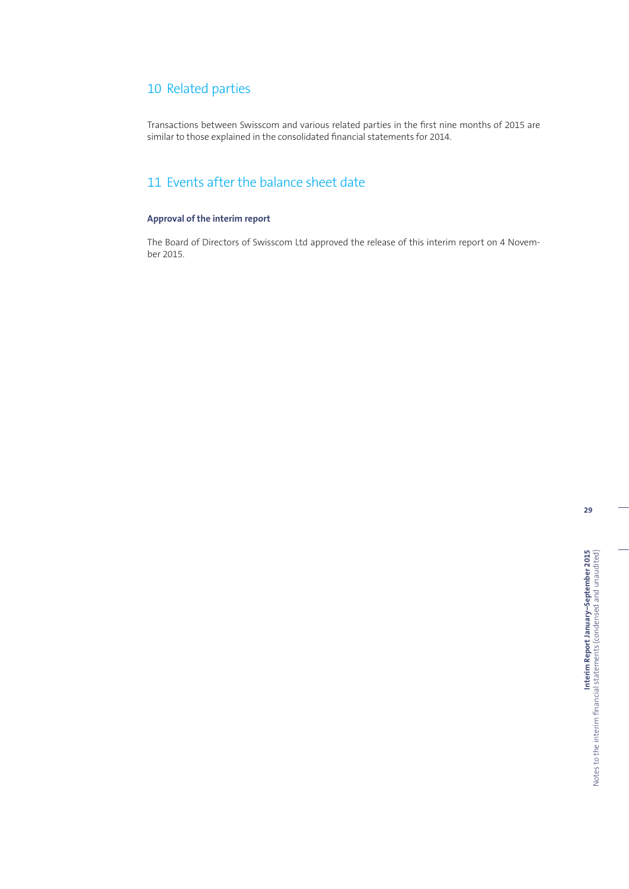## 10 Related parties

Transactions between Swisscom and various related parties in the first nine months of 2015 are similar to those explained in the consolidated financial statements for 2014.

## 11 Events after the balance sheet date

**Approval of the interim report**

The Board of Directors of Swisscom Ltd approved the release of this interim report on 4 November 2015.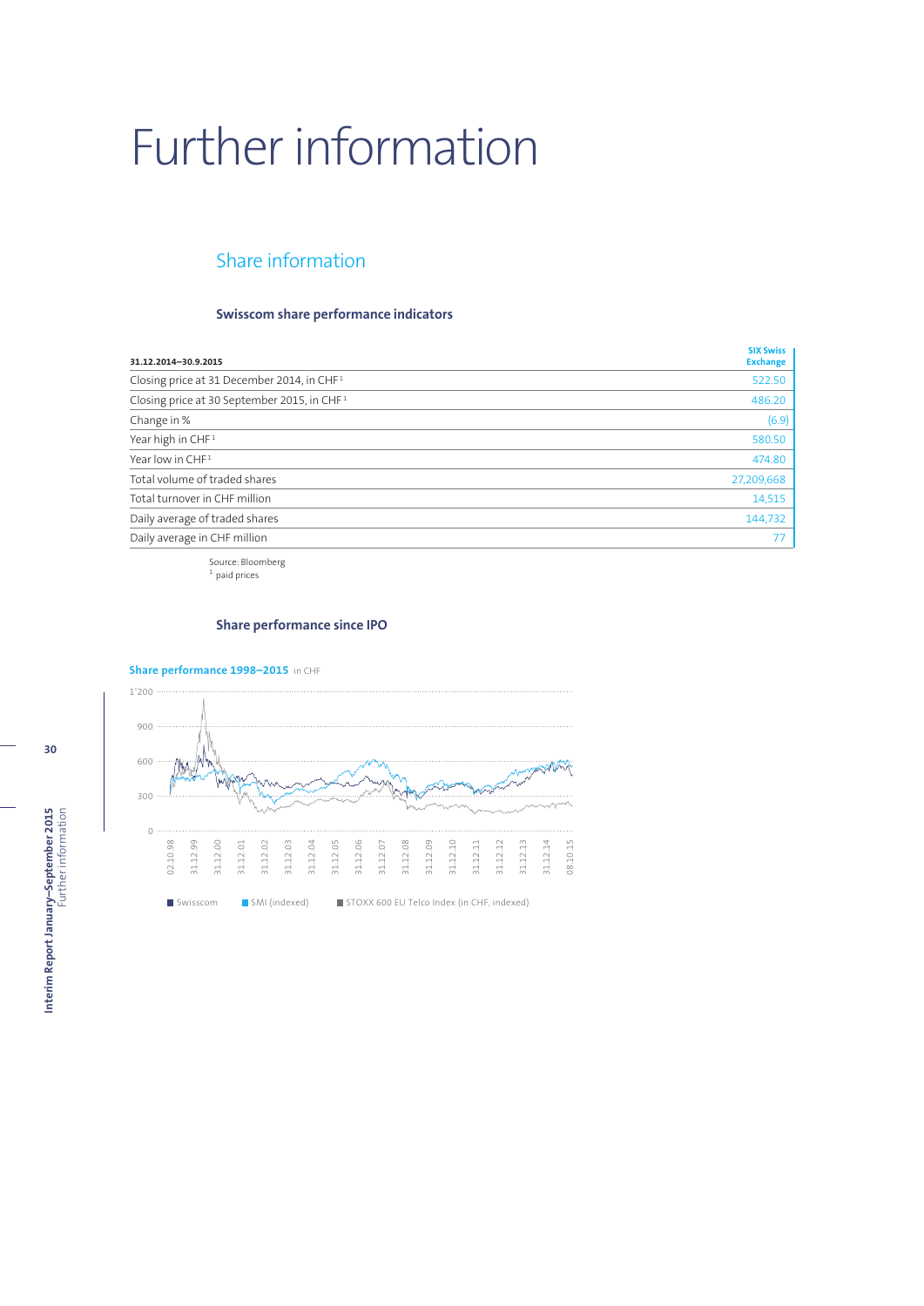# Further information

## Share information

### Swisscom share performance indicators

| 31.12.2014–30.9.2015 | SIX Swiss Exchange |
|---|---|
| Closing price at 31 December 2014, in CHF [1] | 522.50 |
| Closing price at 30 September 2015, in CHF [1] | 486.20 |
| Change in % | (6.9) |
| Year high in CHF [1] | 580.50 |
| Year low in CHF [1] | 474.80 |
| Total volume of traded shares | 27,209,668 |
| Total turnover in CHF million | 14,515 |
| Daily average of traded shares | 144,732 |
| Daily average in CHF million | 77 |

Source: Bloomberg
[1] paid prices

### Share performance since IPO

**Share performance 1998–2015** in CHF

Swisscom | SMI (indexed) | STOXX 600 EU Telco Index (in CHF, indexed)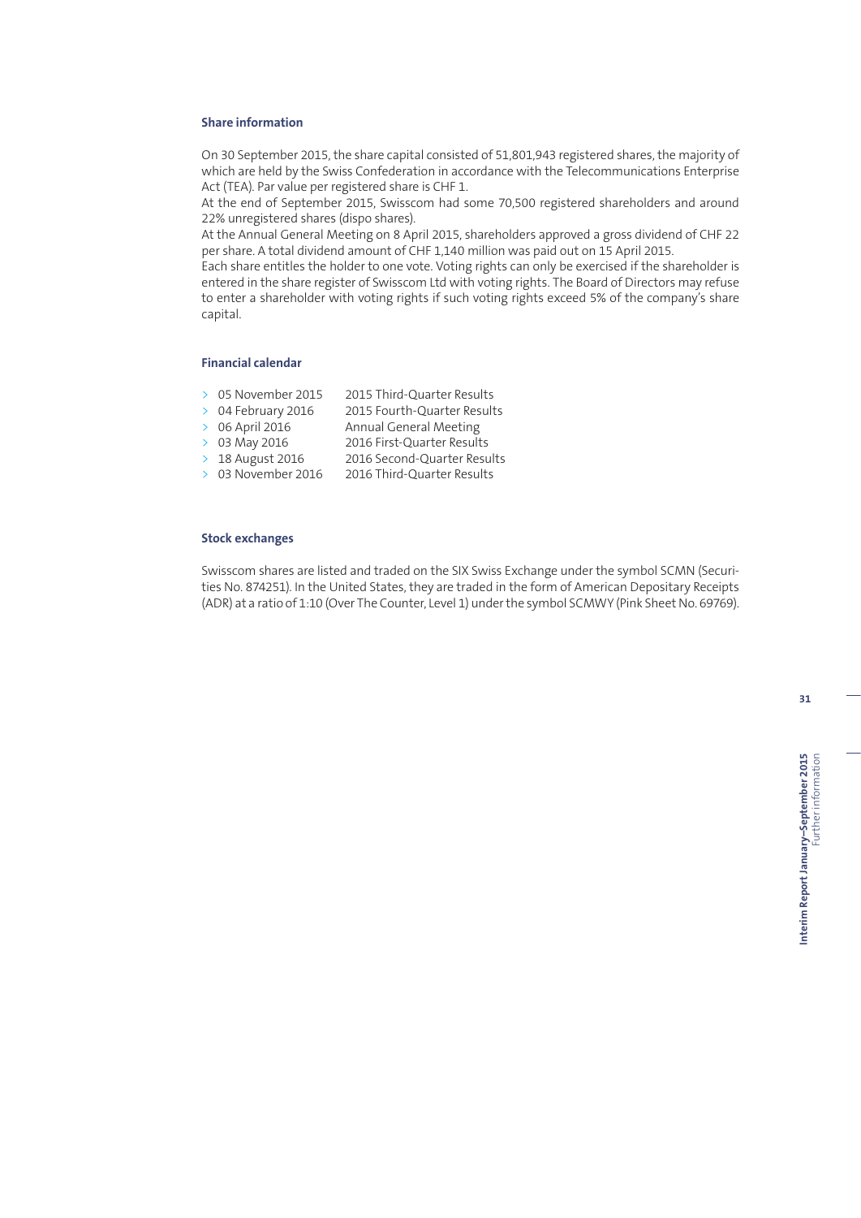### Share information

On 30 September 2015, the share capital consisted of 51,801,943 registered shares, the majority of which are held by the Swiss Confederation in accordance with the Telecommunications Enterprise Act (TEA). Par value per registered share is CHF 1.
At the end of September 2015, Swisscom had some 70,500 registered shareholders and around 22% unregistered shares (dispo shares).
At the Annual General Meeting on 8 April 2015, shareholders approved a gross dividend of CHF 22 per share. A total dividend amount of CHF 1,140 million was paid out on 15 April 2015.
Each share entitles the holder to one vote. Voting rights can only be exercised if the shareholder is entered in the share register of Swisscom Ltd with voting rights. The Board of Directors may refuse to enter a shareholder with voting rights if such voting rights exceed 5% of the company's share capital.

### Financial calendar

- 05 November 2015 — 2015 Third-Quarter Results
- 04 February 2016 — 2015 Fourth-Quarter Results
- 06 April 2016 — Annual General Meeting
- 03 May 2016 — 2016 First-Quarter Results
- 18 August 2016 — 2016 Second-Quarter Results
- 03 November 2016 — 2016 Third-Quarter Results

### Stock exchanges

Swisscom shares are listed and traded on the SIX Swiss Exchange under the symbol SCMN (Securities No. 874251). In the United States, they are traded in the form of American Depositary Receipts (ADR) at a ratio of 1:10 (Over The Counter, Level 1) under the symbol SCMWY (Pink Sheet No. 69769).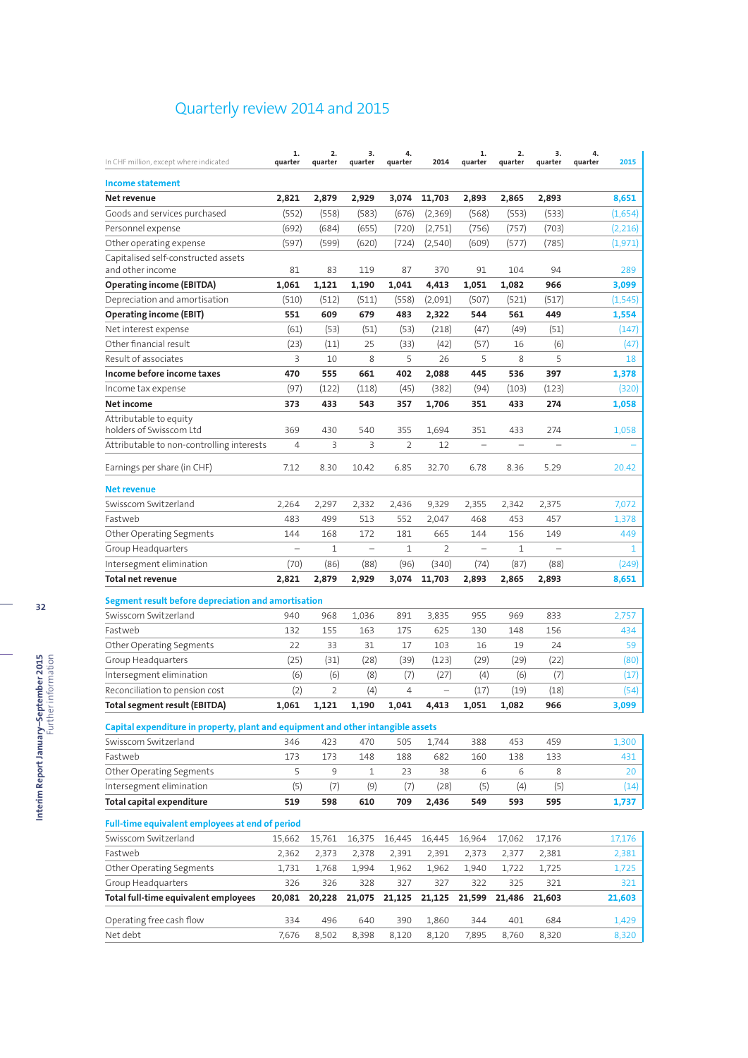# Quarterly review 2014 and 2015

| In CHF million, except where indicated | 1. quarter | 2. quarter | 3. quarter | 4. quarter | 2014 | 1. quarter | 2. quarter | 3. quarter | 4. quarter | 2015 |
|---|---|---|---|---|---|---|---|---|---|---|
| **Income statement** | | | | | | | | | | |
| **Net revenue** | **2,821** | **2,879** | **2,929** | **3,074** | **11,703** | **2,893** | **2,865** | **2,893** | | **8,651** |
| Goods and services purchased | (552) | (558) | (583) | (676) | (2,369) | (568) | (553) | (533) | | (1,654) |
| Personnel expense | (692) | (684) | (655) | (720) | (2,751) | (756) | (757) | (703) | | (2,216) |
| Other operating expense | (597) | (599) | (620) | (724) | (2,540) | (609) | (577) | (785) | | (1,971) |
| Capitalised self-constructed assets and other income | 81 | 83 | 119 | 87 | 370 | 91 | 104 | 94 | | 289 |
| **Operating income (EBITDA)** | **1,061** | **1,121** | **1,190** | **1,041** | **4,413** | **1,051** | **1,082** | **966** | | **3,099** |
| Depreciation and amortisation | (510) | (512) | (511) | (558) | (2,091) | (507) | (521) | (517) | | (1,545) |
| **Operating income (EBIT)** | **551** | **609** | **679** | **483** | **2,322** | **544** | **561** | **449** | | **1,554** |
| Net interest expense | (61) | (53) | (51) | (53) | (218) | (47) | (49) | (51) | | (147) |
| Other financial result | (23) | (11) | 25 | (33) | (42) | (57) | 16 | (6) | | (47) |
| Result of associates | 3 | 10 | 8 | 5 | 26 | 5 | 8 | 5 | | 18 |
| **Income before income taxes** | **470** | **555** | **661** | **402** | **2,088** | **445** | **536** | **397** | | **1,378** |
| Income tax expense | (97) | (122) | (118) | (45) | (382) | (94) | (103) | (123) | | (320) |
| **Net income** | **373** | **433** | **543** | **357** | **1,706** | **351** | **433** | **274** | | **1,058** |
| Attributable to equity holders of Swisscom Ltd | 369 | 430 | 540 | 355 | 1,694 | 351 | 433 | 274 | | 1,058 |
| Attributable to non-controlling interests | 4 | 3 | 3 | 2 | 12 | – | – | – | | – |
| Earnings per share (in CHF) | 7.12 | 8.30 | 10.42 | 6.85 | 32.70 | 6.78 | 8.36 | 5.29 | | 20.42 |
| **Net revenue** | | | | | | | | | | |
| Swisscom Switzerland | 2,264 | 2,297 | 2,332 | 2,436 | 9,329 | 2,355 | 2,342 | 2,375 | | 7,072 |
| Fastweb | 483 | 499 | 513 | 552 | 2,047 | 468 | 453 | 457 | | 1,378 |
| Other Operating Segments | 144 | 168 | 172 | 181 | 665 | 144 | 156 | 149 | | 449 |
| Group Headquarters | – | 1 | – | 1 | 2 | – | 1 | – | | 1 |
| Intersegment elimination | (70) | (86) | (88) | (96) | (340) | (74) | (87) | (88) | | (249) |
| **Total net revenue** | **2,821** | **2,879** | **2,929** | **3,074** | **11,703** | **2,893** | **2,865** | **2,893** | | **8,651** |
| **Segment result before depreciation and amortisation** | | | | | | | | | | |
| Swisscom Switzerland | 940 | 968 | 1,036 | 891 | 3,835 | 955 | 969 | 833 | | 2,757 |
| Fastweb | 132 | 155 | 163 | 175 | 625 | 130 | 148 | 156 | | 434 |
| Other Operating Segments | 22 | 33 | 31 | 17 | 103 | 16 | 19 | 24 | | 59 |
| Group Headquarters | (25) | (31) | (28) | (39) | (123) | (29) | (29) | (22) | | (80) |
| Intersegment elimination | (6) | (6) | (8) | (7) | (27) | (4) | (6) | (7) | | (17) |
| Reconciliation to pension cost | (2) | 2 | (4) | 4 | – | (17) | (19) | (18) | | (54) |
| **Total segment result (EBITDA)** | **1,061** | **1,121** | **1,190** | **1,041** | **4,413** | **1,051** | **1,082** | **966** | | **3,099** |
| **Capital expenditure in property, plant and equipment and other intangible assets** | | | | | | | | | | |
| Swisscom Switzerland | 346 | 423 | 470 | 505 | 1,744 | 388 | 453 | 459 | | 1,300 |
| Fastweb | 173 | 173 | 148 | 188 | 682 | 160 | 138 | 133 | | 431 |
| Other Operating Segments | 5 | 9 | 1 | 23 | 38 | 6 | 6 | 8 | | 20 |
| Intersegment elimination | (5) | (7) | (9) | (7) | (28) | (5) | (4) | (5) | | (14) |
| **Total capital expenditure** | **519** | **598** | **610** | **709** | **2,436** | **549** | **593** | **595** | | **1,737** |
| **Full-time equivalent employees at end of period** | | | | | | | | | | |
| Swisscom Switzerland | 15,662 | 15,761 | 16,375 | 16,445 | 16,445 | 16,964 | 17,062 | 17,176 | | 17,176 |
| Fastweb | 2,362 | 2,373 | 2,378 | 2,391 | 2,391 | 2,373 | 2,377 | 2,381 | | 2,381 |
| Other Operating Segments | 1,731 | 1,768 | 1,994 | 1,962 | 1,962 | 1,940 | 1,722 | 1,725 | | 1,725 |
| Group Headquarters | 326 | 326 | 328 | 327 | 327 | 322 | 325 | 321 | | 321 |
| **Total full-time equivalent employees** | **20,081** | **20,228** | **21,075** | **21,125** | **21,125** | **21,599** | **21,486** | **21,603** | | **21,603** |
| Operating free cash flow | 334 | 496 | 640 | 390 | 1,860 | 344 | 401 | 684 | | 1,429 |
| Net debt | 7,676 | 8,502 | 8,398 | 8,120 | 8,120 | 7,895 | 8,760 | 8,320 | | 8,320 |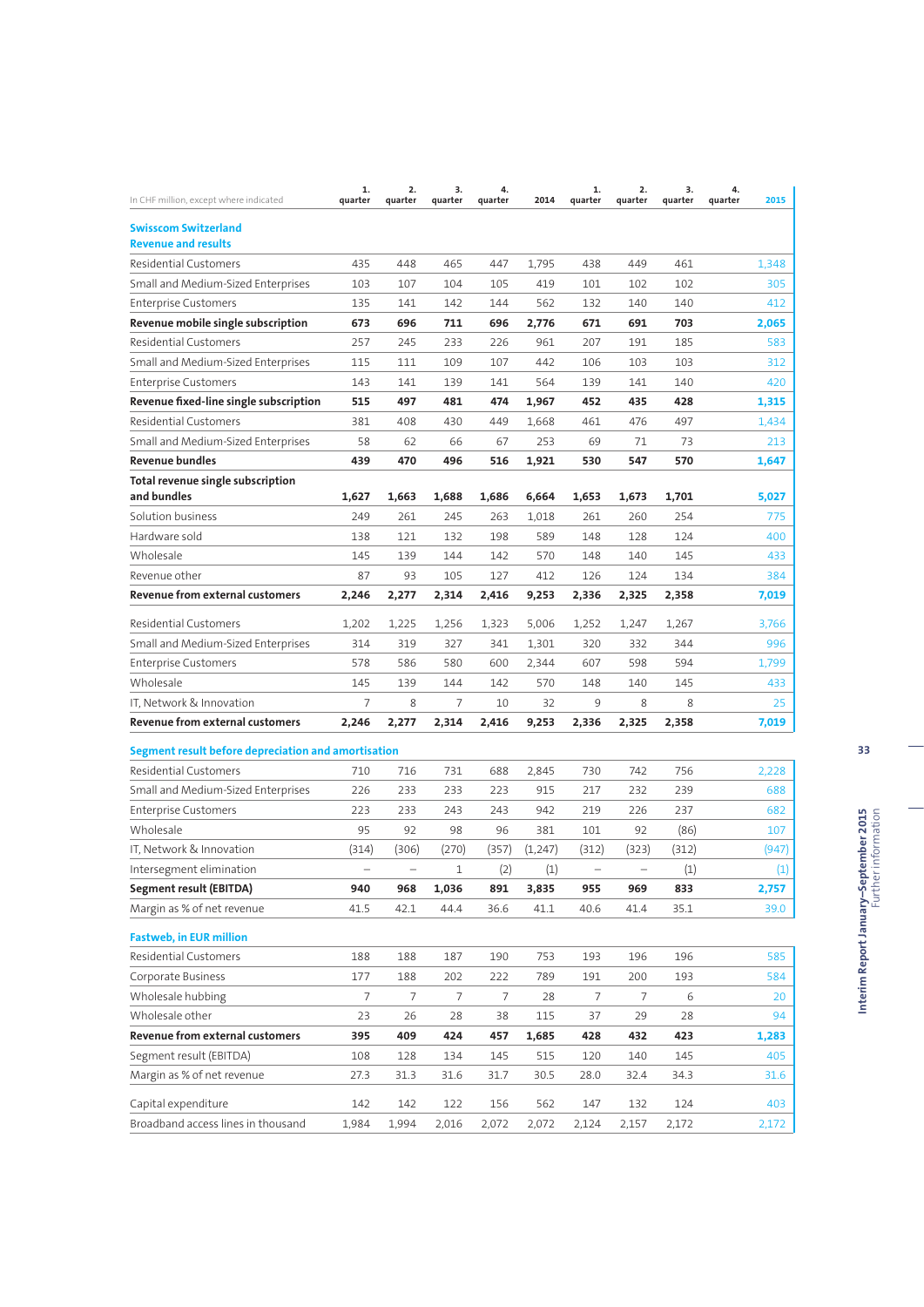| In CHF million, except where indicated | 1. quarter | 2. quarter | 3. quarter | 4. quarter | 2014 | 1. quarter | 2. quarter | 3. quarter | 4. quarter | 2015 |
|---|---|---|---|---|---|---|---|---|---|---|
| **Swisscom Switzerland** | | | | | | | | | | |
| **Revenue and results** | | | | | | | | | | |
| Residential Customers | 435 | 448 | 465 | 447 | 1,795 | 438 | 449 | 461 | | 1,348 |
| Small and Medium-Sized Enterprises | 103 | 107 | 104 | 105 | 419 | 101 | 102 | 102 | | 305 |
| Enterprise Customers | 135 | 141 | 142 | 144 | 562 | 132 | 140 | 140 | | 412 |
| **Revenue mobile single subscription** | **673** | **696** | **711** | **696** | **2,776** | **671** | **691** | **703** | | **2,065** |
| Residential Customers | 257 | 245 | 233 | 226 | 961 | 207 | 191 | 185 | | 583 |
| Small and Medium-Sized Enterprises | 115 | 111 | 109 | 107 | 442 | 106 | 103 | 103 | | 312 |
| Enterprise Customers | 143 | 141 | 139 | 141 | 564 | 139 | 141 | 140 | | 420 |
| **Revenue fixed-line single subscription** | **515** | **497** | **481** | **474** | **1,967** | **452** | **435** | **428** | | **1,315** |
| Residential Customers | 381 | 408 | 430 | 449 | 1,668 | 461 | 476 | 497 | | 1,434 |
| Small and Medium-Sized Enterprises | 58 | 62 | 66 | 67 | 253 | 69 | 71 | 73 | | 213 |
| **Revenue bundles** | **439** | **470** | **496** | **516** | **1,921** | **530** | **547** | **570** | | **1,647** |
| **Total revenue single subscription and bundles** | **1,627** | **1,663** | **1,688** | **1,686** | **6,664** | **1,653** | **1,673** | **1,701** | | **5,027** |
| Solution business | 249 | 261 | 245 | 263 | 1,018 | 261 | 260 | 254 | | 775 |
| Hardware sold | 138 | 121 | 132 | 198 | 589 | 148 | 128 | 124 | | 400 |
| Wholesale | 145 | 139 | 144 | 142 | 570 | 148 | 140 | 145 | | 433 |
| Revenue other | 87 | 93 | 105 | 127 | 412 | 126 | 124 | 134 | | 384 |
| **Revenue from external customers** | **2,246** | **2,277** | **2,314** | **2,416** | **9,253** | **2,336** | **2,325** | **2,358** | | **7,019** |
| Residential Customers | 1,202 | 1,225 | 1,256 | 1,323 | 5,006 | 1,252 | 1,247 | 1,267 | | 3,766 |
| Small and Medium-Sized Enterprises | 314 | 319 | 327 | 341 | 1,301 | 320 | 332 | 344 | | 996 |
| Enterprise Customers | 578 | 586 | 580 | 600 | 2,344 | 607 | 598 | 594 | | 1,799 |
| Wholesale | 145 | 139 | 144 | 142 | 570 | 148 | 140 | 145 | | 433 |
| IT, Network & Innovation | 7 | 8 | 7 | 10 | 32 | 9 | 8 | 8 | | 25 |
| **Revenue from external customers** | **2,246** | **2,277** | **2,314** | **2,416** | **9,253** | **2,336** | **2,325** | **2,358** | | **7,019** |
| **Segment result before depreciation and amortisation** | | | | | | | | | | |
| Residential Customers | 710 | 716 | 731 | 688 | 2,845 | 730 | 742 | 756 | | 2,228 |
| Small and Medium-Sized Enterprises | 226 | 233 | 233 | 223 | 915 | 217 | 232 | 239 | | 688 |
| Enterprise Customers | 223 | 233 | 243 | 243 | 942 | 219 | 226 | 237 | | 682 |
| Wholesale | 95 | 92 | 98 | 96 | 381 | 101 | 92 | (86) | | 107 |
| IT, Network & Innovation | (314) | (306) | (270) | (357) | (1,247) | (312) | (323) | (312) | | (947) |
| Intersegment elimination | – | – | 1 | (2) | (1) | – | – | (1) | | (1) |
| **Segment result (EBITDA)** | **940** | **968** | **1,036** | **891** | **3,835** | **955** | **969** | **833** | | **2,757** |
| Margin as % of net revenue | 41.5 | 42.1 | 44.4 | 36.6 | 41.1 | 40.6 | 41.4 | 35.1 | | 39.0 |
| **Fastweb, in EUR million** | | | | | | | | | | |
| Residential Customers | 188 | 188 | 187 | 190 | 753 | 193 | 196 | 196 | | 585 |
| Corporate Business | 177 | 188 | 202 | 222 | 789 | 191 | 200 | 193 | | 584 |
| Wholesale hubbing | 7 | 7 | 7 | 7 | 28 | 7 | 7 | 6 | | 20 |
| Wholesale other | 23 | 26 | 28 | 38 | 115 | 37 | 29 | 28 | | 94 |
| **Revenue from external customers** | **395** | **409** | **424** | **457** | **1,685** | **428** | **432** | **423** | | **1,283** |
| Segment result (EBITDA) | 108 | 128 | 134 | 145 | 515 | 120 | 140 | 145 | | 405 |
| Margin as % of net revenue | 27.3 | 31.3 | 31.6 | 31.7 | 30.5 | 28.0 | 32.4 | 34.3 | | 31.6 |
| Capital expenditure | 142 | 142 | 122 | 156 | 562 | 147 | 132 | 124 | | 403 |
| Broadband access lines in thousand | 1,984 | 1,994 | 2,016 | 2,072 | 2,072 | 2,124 | 2,157 | 2,172 | | 2,172 |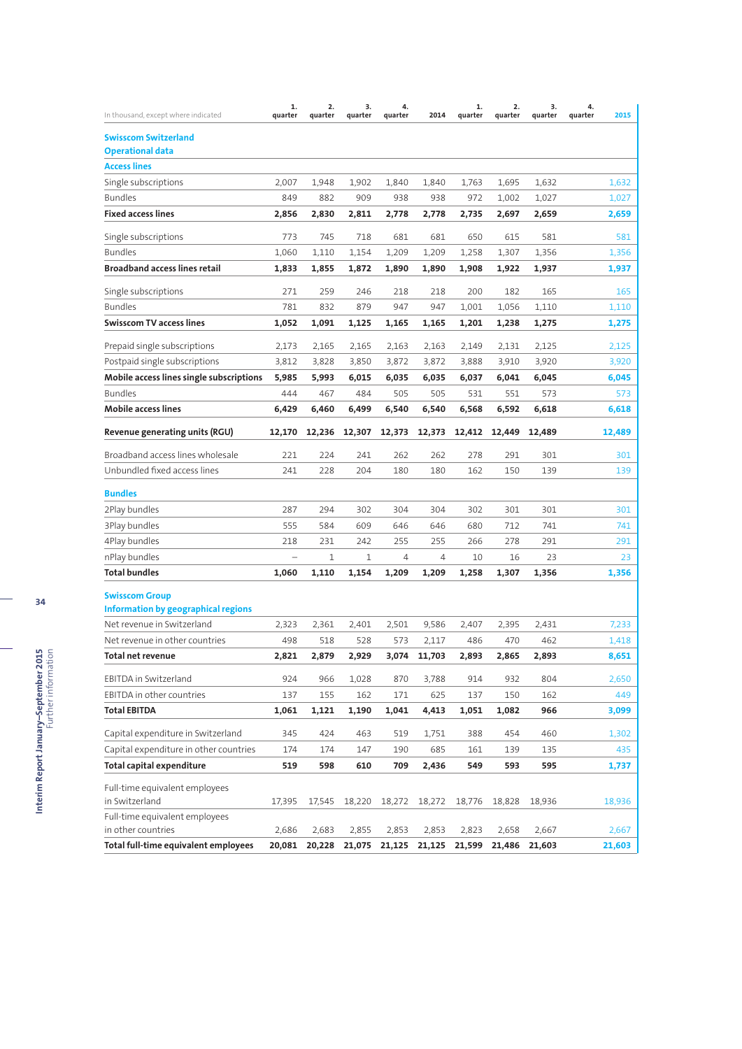| In thousand, except where indicated | 1. quarter | 2. quarter | 3. quarter | 4. quarter | 2014 | 1. quarter | 2. quarter | 3. quarter | 4. quarter | 2015 |
|---|---|---|---|---|---|---|---|---|---|---|
| **Swisscom Switzerland** | | | | | | | | | | |
| **Operational data** | | | | | | | | | | |
| **Access lines** | | | | | | | | | | |
| Single subscriptions | 2,007 | 1,948 | 1,902 | 1,840 | 1,840 | 1,763 | 1,695 | 1,632 | | 1,632 |
| Bundles | 849 | 882 | 909 | 938 | 938 | 972 | 1,002 | 1,027 | | 1,027 |
| **Fixed access lines** | **2,856** | **2,830** | **2,811** | **2,778** | **2,778** | **2,735** | **2,697** | **2,659** | | **2,659** |
| Single subscriptions | 773 | 745 | 718 | 681 | 681 | 650 | 615 | 581 | | 581 |
| Bundles | 1,060 | 1,110 | 1,154 | 1,209 | 1,209 | 1,258 | 1,307 | 1,356 | | 1,356 |
| **Broadband access lines retail** | **1,833** | **1,855** | **1,872** | **1,890** | **1,890** | **1,908** | **1,922** | **1,937** | | **1,937** |
| Single subscriptions | 271 | 259 | 246 | 218 | 218 | 200 | 182 | 165 | | 165 |
| Bundles | 781 | 832 | 879 | 947 | 947 | 1,001 | 1,056 | 1,110 | | 1,110 |
| **Swisscom TV access lines** | **1,052** | **1,091** | **1,125** | **1,165** | **1,165** | **1,201** | **1,238** | **1,275** | | **1,275** |
| Prepaid single subscriptions | 2,173 | 2,165 | 2,165 | 2,163 | 2,163 | 2,149 | 2,131 | 2,125 | | 2,125 |
| Postpaid single subscriptions | 3,812 | 3,828 | 3,850 | 3,872 | 3,872 | 3,888 | 3,910 | 3,920 | | 3,920 |
| **Mobile access lines single subscriptions** | **5,985** | **5,993** | **6,015** | **6,035** | **6,035** | **6,037** | **6,041** | **6,045** | | **6,045** |
| Bundles | 444 | 467 | 484 | 505 | 505 | 531 | 551 | 573 | | 573 |
| **Mobile access lines** | **6,429** | **6,460** | **6,499** | **6,540** | **6,540** | **6,568** | **6,592** | **6,618** | | **6,618** |
| **Revenue generating units (RGU)** | **12,170** | **12,236** | **12,307** | **12,373** | **12,373** | **12,412** | **12,449** | **12,489** | | **12,489** |
| Broadband access lines wholesale | 221 | 224 | 241 | 262 | 262 | 278 | 291 | 301 | | 301 |
| Unbundled fixed access lines | 241 | 228 | 204 | 180 | 180 | 162 | 150 | 139 | | 139 |
| **Bundles** | | | | | | | | | | |
| 2Play bundles | 287 | 294 | 302 | 304 | 304 | 302 | 301 | 301 | | 301 |
| 3Play bundles | 555 | 584 | 609 | 646 | 646 | 680 | 712 | 741 | | 741 |
| 4Play bundles | 218 | 231 | 242 | 255 | 255 | 266 | 278 | 291 | | 291 |
| nPlay bundles | – | 1 | 1 | 4 | 4 | 10 | 16 | 23 | | 23 |
| **Total bundles** | **1,060** | **1,110** | **1,154** | **1,209** | **1,209** | **1,258** | **1,307** | **1,356** | | **1,356** |
| **Swisscom Group** | | | | | | | | | | |
| **Information by geographical regions** | | | | | | | | | | |
| Net revenue in Switzerland | 2,323 | 2,361 | 2,401 | 2,501 | 9,586 | 2,407 | 2,395 | 2,431 | | 7,233 |
| Net revenue in other countries | 498 | 518 | 528 | 573 | 2,117 | 486 | 470 | 462 | | 1,418 |
| **Total net revenue** | **2,821** | **2,879** | **2,929** | **3,074** | **11,703** | **2,893** | **2,865** | **2,893** | | **8,651** |
| EBITDA in Switzerland | 924 | 966 | 1,028 | 870 | 3,788 | 914 | 932 | 804 | | 2,650 |
| EBITDA in other countries | 137 | 155 | 162 | 171 | 625 | 137 | 150 | 162 | | 449 |
| **Total EBITDA** | **1,061** | **1,121** | **1,190** | **1,041** | **4,413** | **1,051** | **1,082** | **966** | | **3,099** |
| Capital expenditure in Switzerland | 345 | 424 | 463 | 519 | 1,751 | 388 | 454 | 460 | | 1,302 |
| Capital expenditure in other countries | 174 | 174 | 147 | 190 | 685 | 161 | 139 | 135 | | 435 |
| **Total capital expenditure** | **519** | **598** | **610** | **709** | **2,436** | **549** | **593** | **595** | | **1,737** |
| Full-time equivalent employees in Switzerland | 17,395 | 17,545 | 18,220 | 18,272 | 18,272 | 18,776 | 18,828 | 18,936 | | 18,936 |
| Full-time equivalent employees in other countries | 2,686 | 2,683 | 2,855 | 2,853 | 2,853 | 2,823 | 2,658 | 2,667 | | 2,667 |
| **Total full-time equivalent employees** | **20,081** | **20,228** | **21,075** | **21,125** | **21,125** | **21,599** | **21,486** | **21,603** | | **21,603** |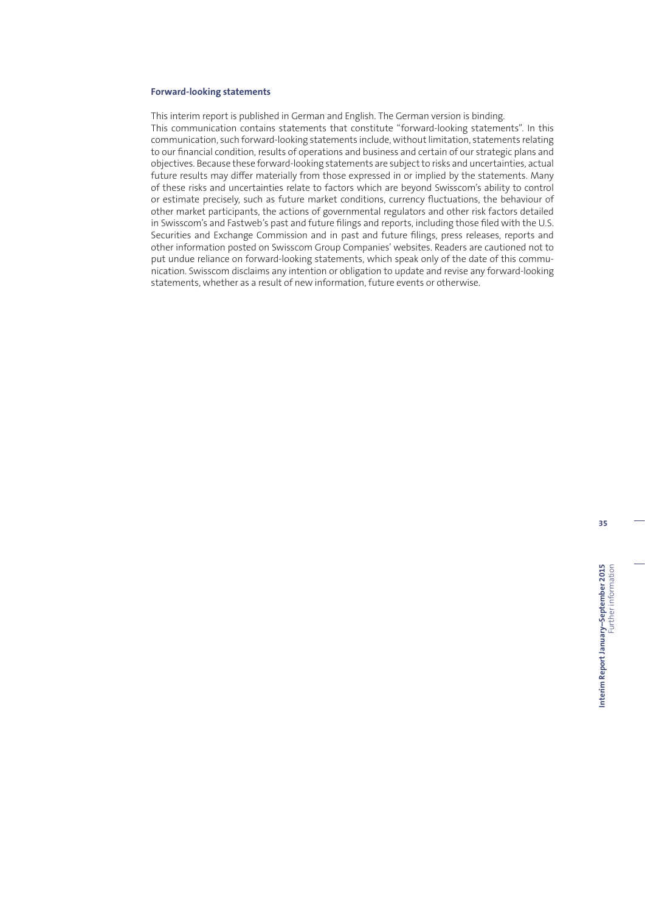### Forward-looking statements

This interim report is published in German and English. The German version is binding.
This communication contains statements that constitute "forward-looking statements". In this communication, such forward-looking statements include, without limitation, statements relating to our financial condition, results of operations and business and certain of our strategic plans and objectives. Because these forward-looking statements are subject to risks and uncertainties, actual future results may differ materially from those expressed in or implied by the statements. Many of these risks and uncertainties relate to factors which are beyond Swisscom's ability to control or estimate precisely, such as future market conditions, currency fluctuations, the behaviour of other market participants, the actions of governmental regulators and other risk factors detailed in Swisscom's and Fastweb's past and future filings and reports, including those filed with the U.S. Securities and Exchange Commission and in past and future filings, press releases, reports and other information posted on Swisscom Group Companies' websites. Readers are cautioned not to put undue reliance on forward-looking statements, which speak only of the date of this communication. Swisscom disclaims any intention or obligation to update and revise any forward-looking statements, whether as a result of new information, future events or otherwise.